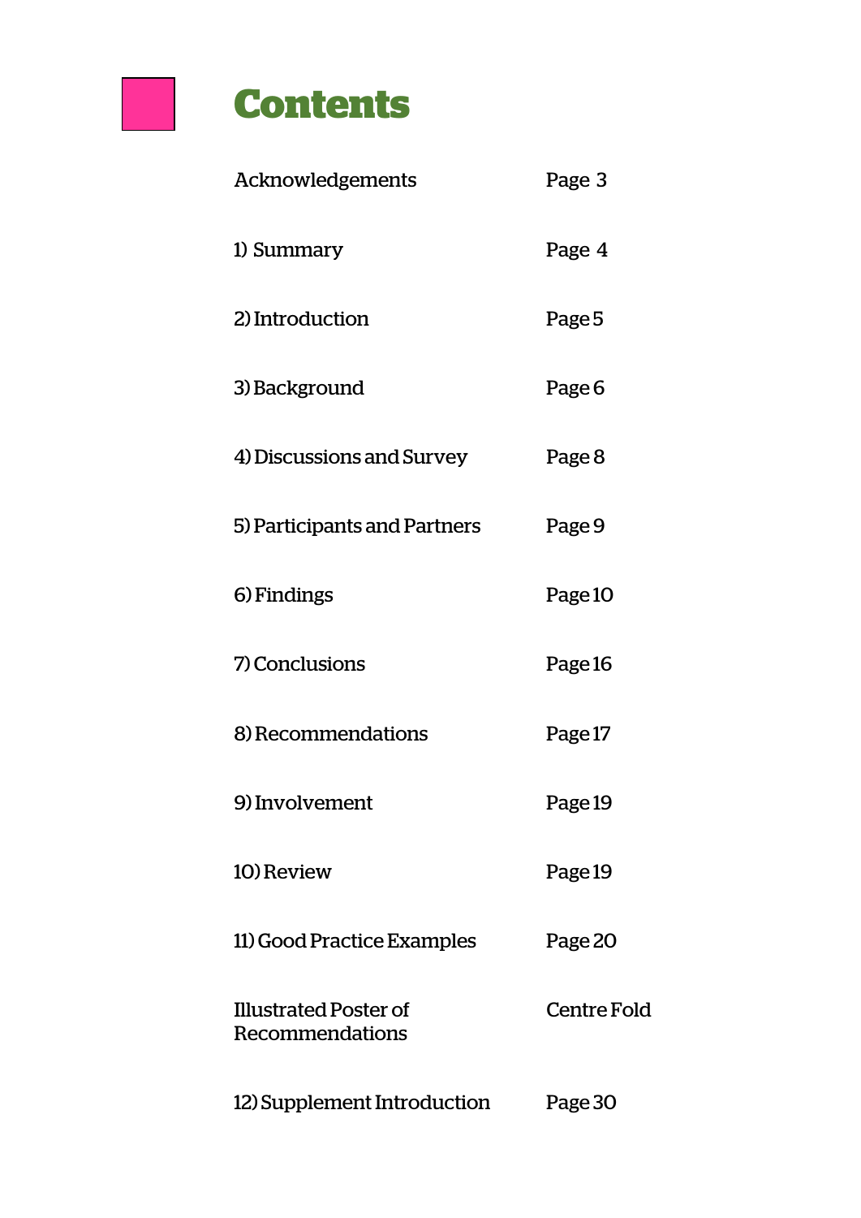# Contents

| | |
|---|---|
| Acknowledgements | Page 3 |
| 1) Summary | Page 4 |
| 2) Introduction | Page 5 |
| 3) Background | Page 6 |
| 4) Discussions and Survey | Page 8 |
| 5) Participants and Partners | Page 9 |
| 6) Findings | Page 10 |
| 7) Conclusions | Page 16 |
| 8) Recommendations | Page 17 |
| 9) Involvement | Page 19 |
| 10) Review | Page 19 |
| 11) Good Practice Examples | Page 20 |
| Illustrated Poster of Recommendations | Centre Fold |
| 12) Supplement Introduction | Page 30 |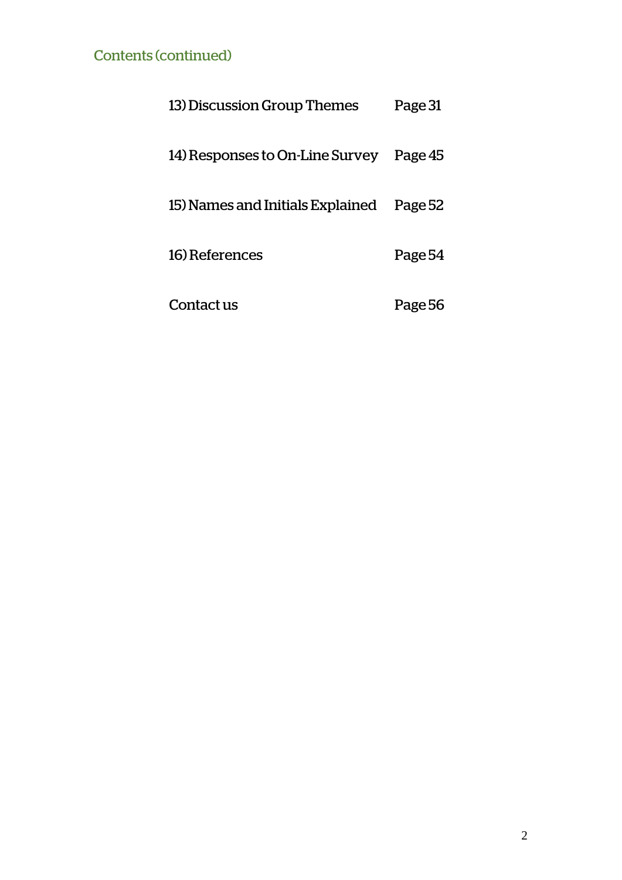## Contents (continued)

| | |
|---|---|
| 13) Discussion Group Themes | Page 31 |
| 14) Responses to On-Line Survey | Page 45 |
| 15) Names and Initials Explained | Page 52 |
| 16) References | Page 54 |
| Contact us | Page 56 |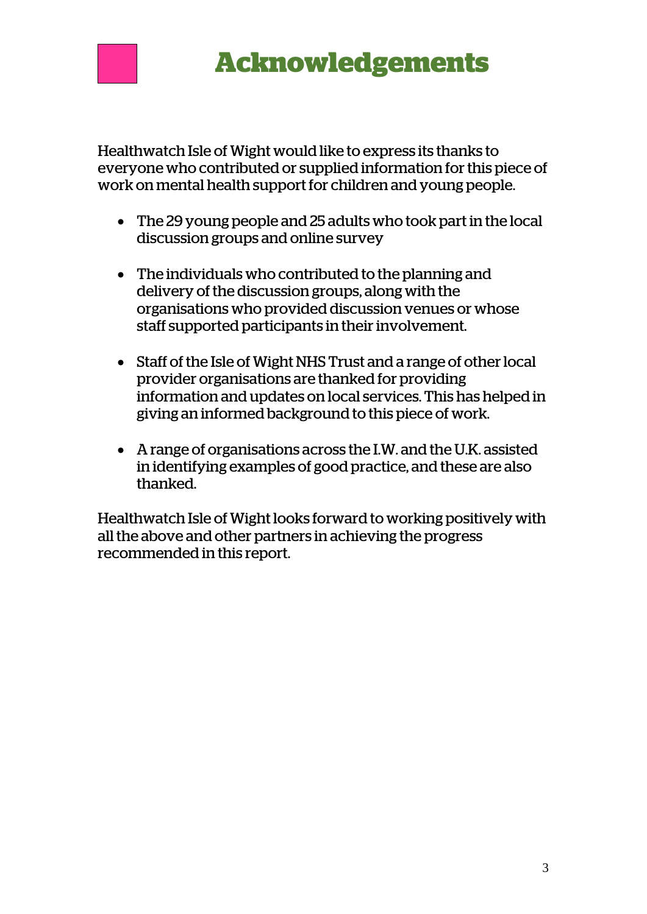# Acknowledgements

Healthwatch Isle of Wight would like to express its thanks to everyone who contributed or supplied information for this piece of work on mental health support for children and young people.

- The 29 young people and 25 adults who took part in the local discussion groups and online survey
- The individuals who contributed to the planning and delivery of the discussion groups, along with the organisations who provided discussion venues or whose staff supported participants in their involvement.
- Staff of the Isle of Wight NHS Trust and a range of other local provider organisations are thanked for providing information and updates on local services. This has helped in giving an informed background to this piece of work.
- A range of organisations across the I.W. and the U.K. assisted in identifying examples of good practice, and these are also thanked.

Healthwatch Isle of Wight looks forward to working positively with all the above and other partners in achieving the progress recommended in this report.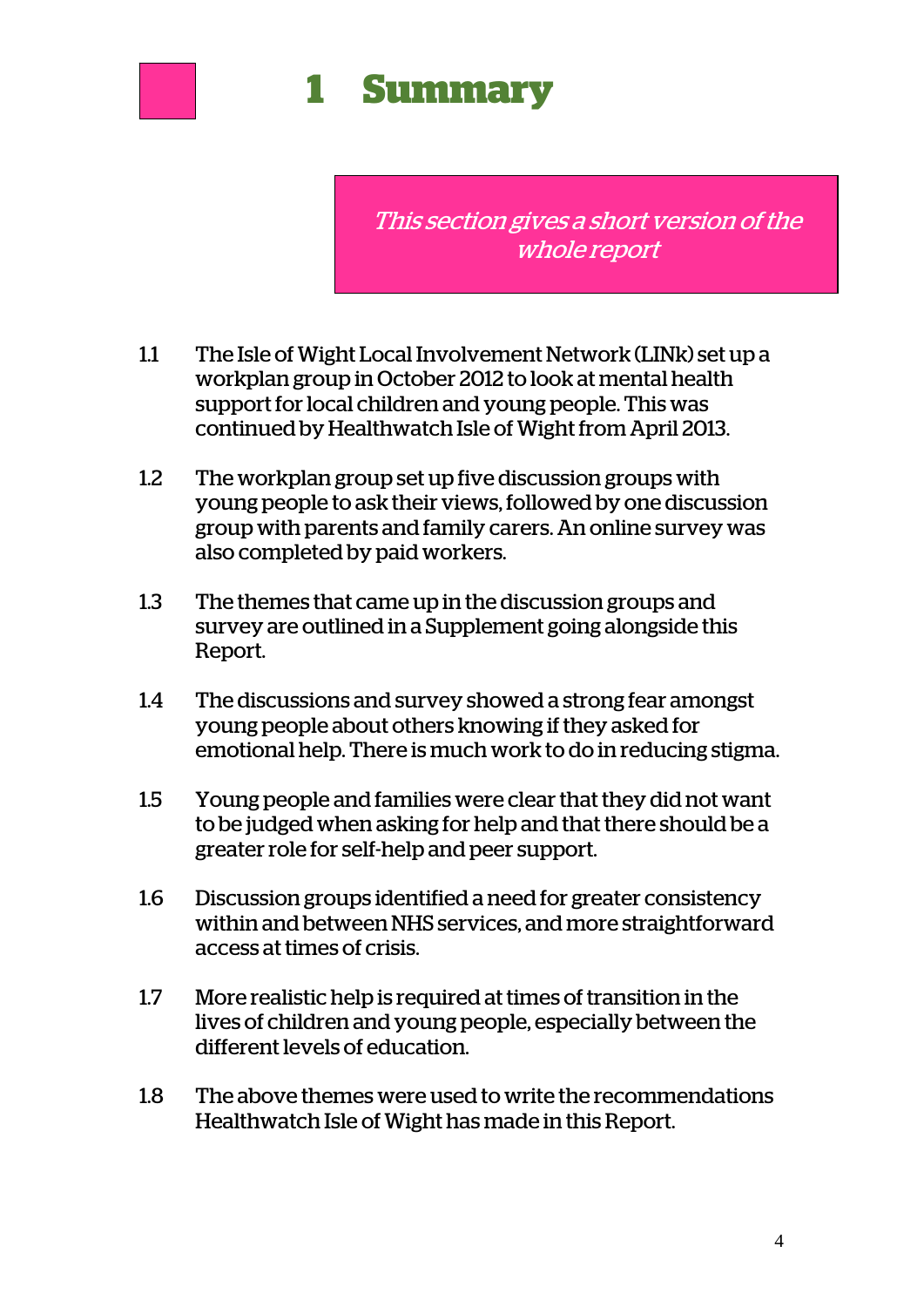# 1 Summary

*This section gives a short version of the whole report*

1.1 The Isle of Wight Local Involvement Network (LINk) set up a workplan group in October 2012 to look at mental health support for local children and young people. This was continued by Healthwatch Isle of Wight from April 2013.

1.2 The workplan group set up five discussion groups with young people to ask their views, followed by one discussion group with parents and family carers. An online survey was also completed by paid workers.

1.3 The themes that came up in the discussion groups and survey are outlined in a Supplement going alongside this Report.

1.4 The discussions and survey showed a strong fear amongst young people about others knowing if they asked for emotional help. There is much work to do in reducing stigma.

1.5 Young people and families were clear that they did not want to be judged when asking for help and that there should be a greater role for self-help and peer support.

1.6 Discussion groups identified a need for greater consistency within and between NHS services, and more straightforward access at times of crisis.

1.7 More realistic help is required at times of transition in the lives of children and young people, especially between the different levels of education.

1.8 The above themes were used to write the recommendations Healthwatch Isle of Wight has made in this Report.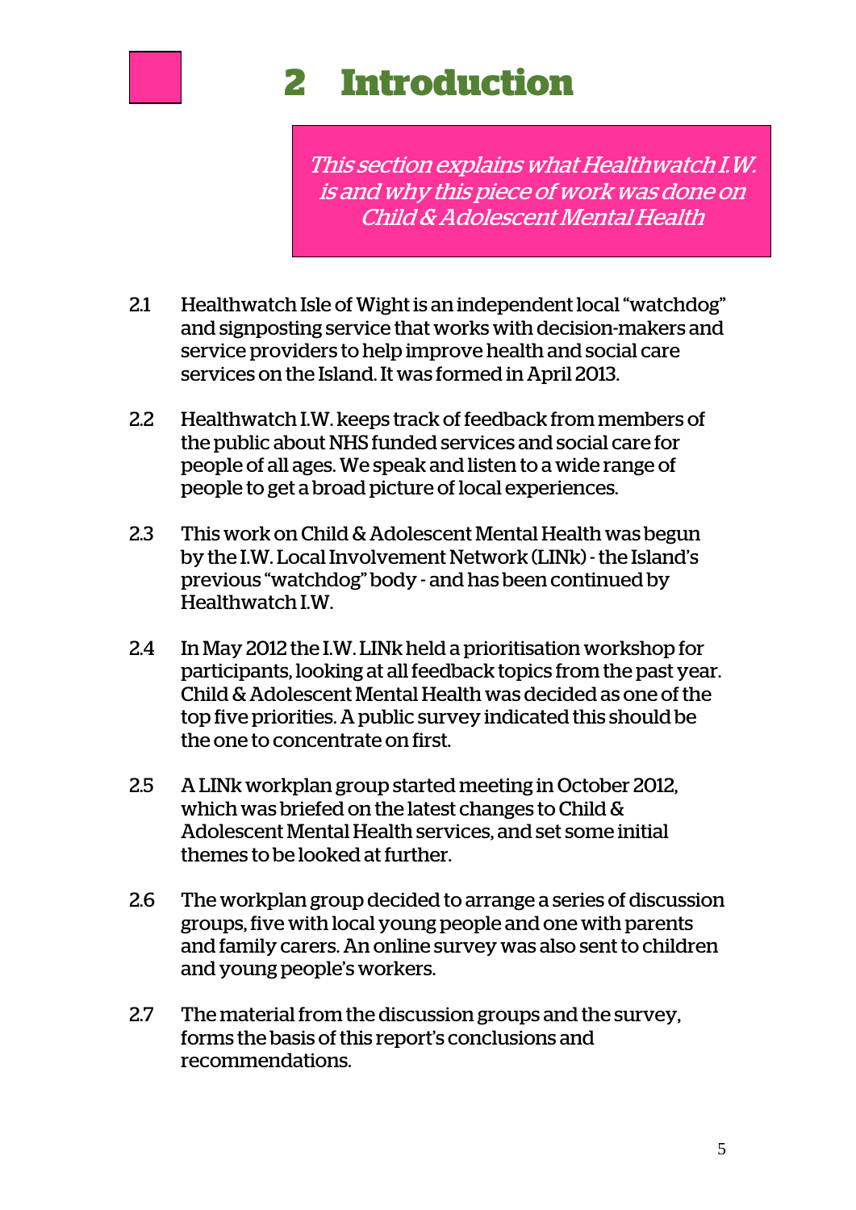# 2 Introduction

*This section explains what Healthwatch I.W. is and why this piece of work was done on Child & Adolescent Mental Health*

2.1 Healthwatch Isle of Wight is an independent local "watchdog" and signposting service that works with decision-makers and service providers to help improve health and social care services on the Island. It was formed in April 2013.

2.2 Healthwatch I.W. keeps track of feedback from members of the public about NHS funded services and social care for people of all ages. We speak and listen to a wide range of people to get a broad picture of local experiences.

2.3 This work on Child & Adolescent Mental Health was begun by the I.W. Local Involvement Network (LINk) - the Island's previous "watchdog" body - and has been continued by Healthwatch I.W.

2.4 In May 2012 the I.W. LINk held a prioritisation workshop for participants, looking at all feedback topics from the past year. Child & Adolescent Mental Health was decided as one of the top five priorities. A public survey indicated this should be the one to concentrate on first.

2.5 A LINk workplan group started meeting in October 2012, which was briefed on the latest changes to Child & Adolescent Mental Health services, and set some initial themes to be looked at further.

2.6 The workplan group decided to arrange a series of discussion groups, five with local young people and one with parents and family carers. An online survey was also sent to children and young people's workers.

2.7 The material from the discussion groups and the survey, forms the basis of this report's conclusions and recommendations.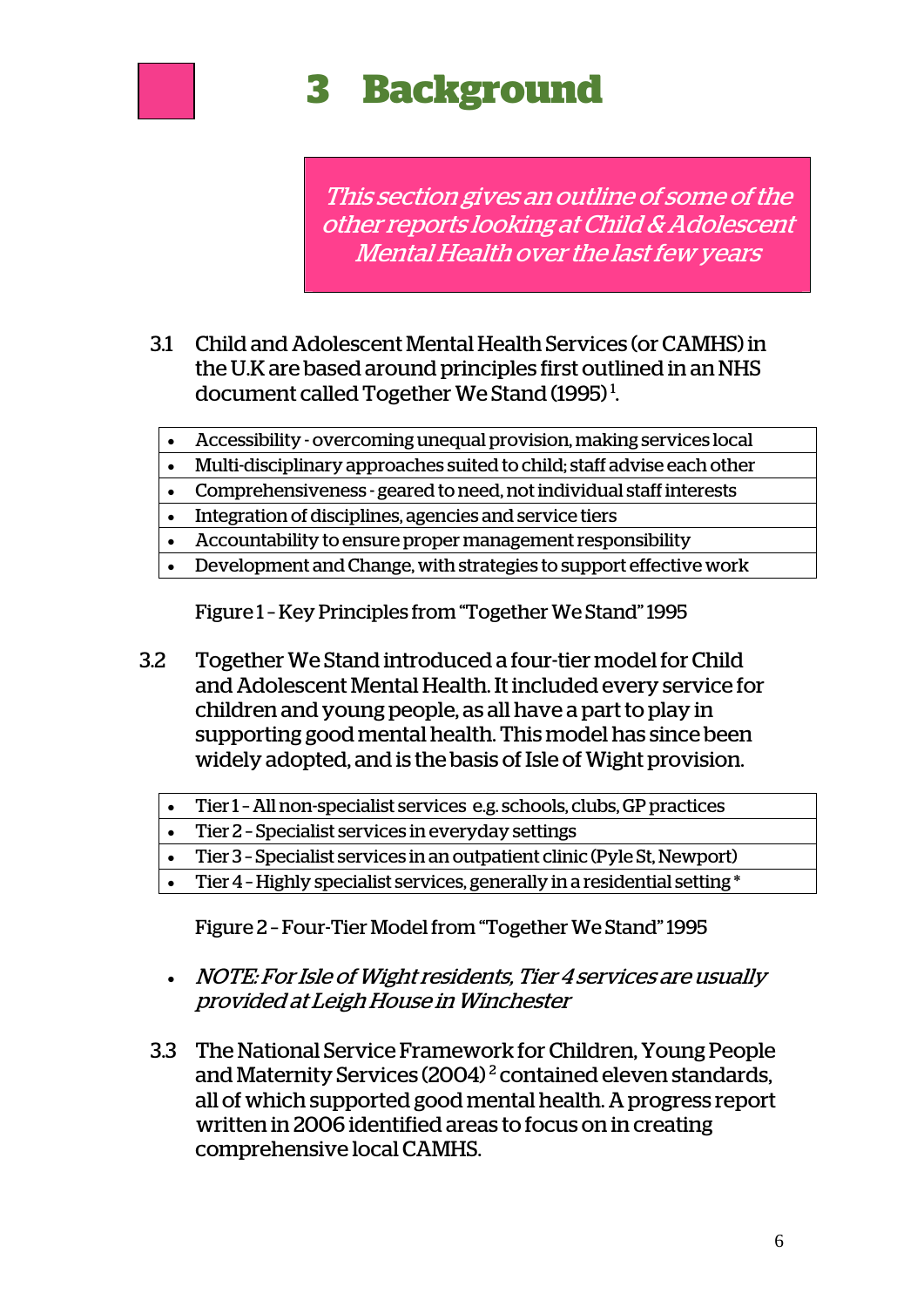# 3 Background

*This section gives an outline of some of the other reports looking at Child & Adolescent Mental Health over the last few years*

3.1 Child and Adolescent Mental Health Services (or CAMHS) in the U.K are based around principles first outlined in an NHS document called Together We Stand (1995)[1].

- Accessibility - overcoming unequal provision, making services local
- Multi-disciplinary approaches suited to child; staff advise each other
- Comprehensiveness - geared to need, not individual staff interests
- Integration of disciplines, agencies and service tiers
- Accountability to ensure proper management responsibility
- Development and Change, with strategies to support effective work

Figure 1 – Key Principles from "Together We Stand" 1995

3.2 Together We Stand introduced a four-tier model for Child and Adolescent Mental Health. It included every service for children and young people, as all have a part to play in supporting good mental health. This model has since been widely adopted, and is the basis of Isle of Wight provision.

- Tier 1 – All non-specialist services e.g. schools, clubs, GP practices
- Tier 2 – Specialist services in everyday settings
- Tier 3 – Specialist services in an outpatient clinic (Pyle St, Newport)
- Tier 4 – Highly specialist services, generally in a residential setting *

Figure 2 – Four-Tier Model from "Together We Stand" 1995

- *NOTE: For Isle of Wight residents, Tier 4 services are usually provided at Leigh House in Winchester*

3.3 The National Service Framework for Children, Young People and Maternity Services (2004)[2] contained eleven standards, all of which supported good mental health. A progress report written in 2006 identified areas to focus on in creating comprehensive local CAMHS.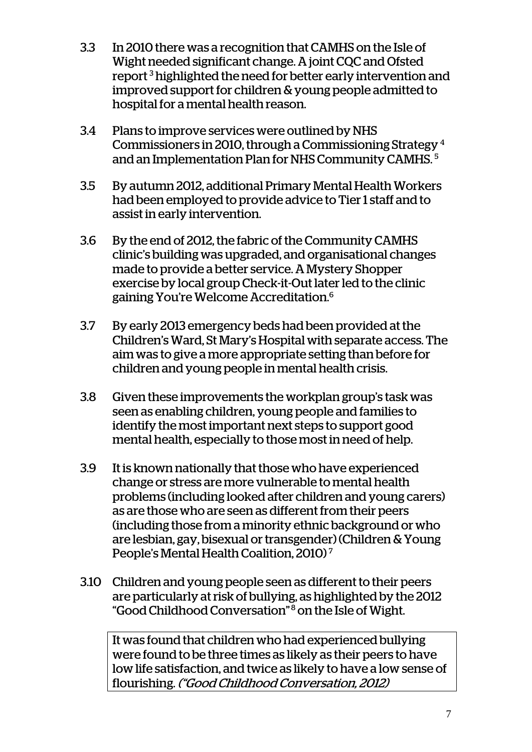3.3 In 2010 there was a recognition that CAMHS on the Isle of Wight needed significant change. A joint CQC and Ofsted report [3] highlighted the need for better early intervention and improved support for children & young people admitted to hospital for a mental health reason.

3.4 Plans to improve services were outlined by NHS Commissioners in 2010, through a Commissioning Strategy [4] and an Implementation Plan for NHS Community CAMHS. [5]

3.5 By autumn 2012, additional Primary Mental Health Workers had been employed to provide advice to Tier 1 staff and to assist in early intervention.

3.6 By the end of 2012, the fabric of the Community CAMHS clinic's building was upgraded, and organisational changes made to provide a better service. A Mystery Shopper exercise by local group Check-it-Out later led to the clinic gaining You're Welcome Accreditation.[6]

3.7 By early 2013 emergency beds had been provided at the Children's Ward, St Mary's Hospital with separate access. The aim was to give a more appropriate setting than before for children and young people in mental health crisis.

3.8 Given these improvements the workplan group's task was seen as enabling children, young people and families to identify the most important next steps to support good mental health, especially to those most in need of help.

3.9 It is known nationally that those who have experienced change or stress are more vulnerable to mental health problems (including looked after children and young carers) as are those who are seen as different from their peers (including those from a minority ethnic background or who are lesbian, gay, bisexual or transgender) (Children & Young People's Mental Health Coalition, 2010) [7]

3.10 Children and young people seen as different to their peers are particularly at risk of bullying, as highlighted by the 2012 "Good Childhood Conversation" [8] on the Isle of Wight.

> It was found that children who had experienced bullying were found to be three times as likely as their peers to have low life satisfaction, and twice as likely to have a low sense of flourishing. *("Good Childhood Conversation, 2012)*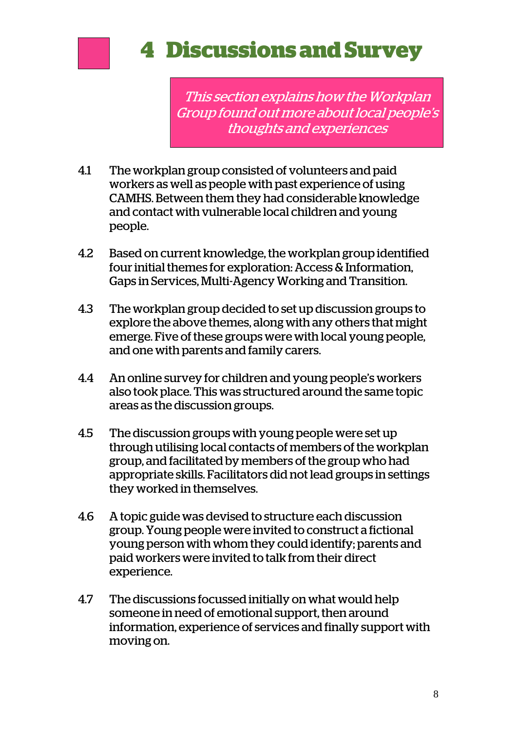# 4 Discussions and Survey

*This section explains how the Workplan Group found out more about local people's thoughts and experiences*

4.1 The workplan group consisted of volunteers and paid workers as well as people with past experience of using CAMHS. Between them they had considerable knowledge and contact with vulnerable local children and young people.

4.2 Based on current knowledge, the workplan group identified four initial themes for exploration: Access & Information, Gaps in Services, Multi-Agency Working and Transition.

4.3 The workplan group decided to set up discussion groups to explore the above themes, along with any others that might emerge. Five of these groups were with local young people, and one with parents and family carers.

4.4 An online survey for children and young people's workers also took place. This was structured around the same topic areas as the discussion groups.

4.5 The discussion groups with young people were set up through utilising local contacts of members of the workplan group, and facilitated by members of the group who had appropriate skills. Facilitators did not lead groups in settings they worked in themselves.

4.6 A topic guide was devised to structure each discussion group. Young people were invited to construct a fictional young person with whom they could identify; parents and paid workers were invited to talk from their direct experience.

4.7 The discussions focussed initially on what would help someone in need of emotional support, then around information, experience of services and finally support with moving on.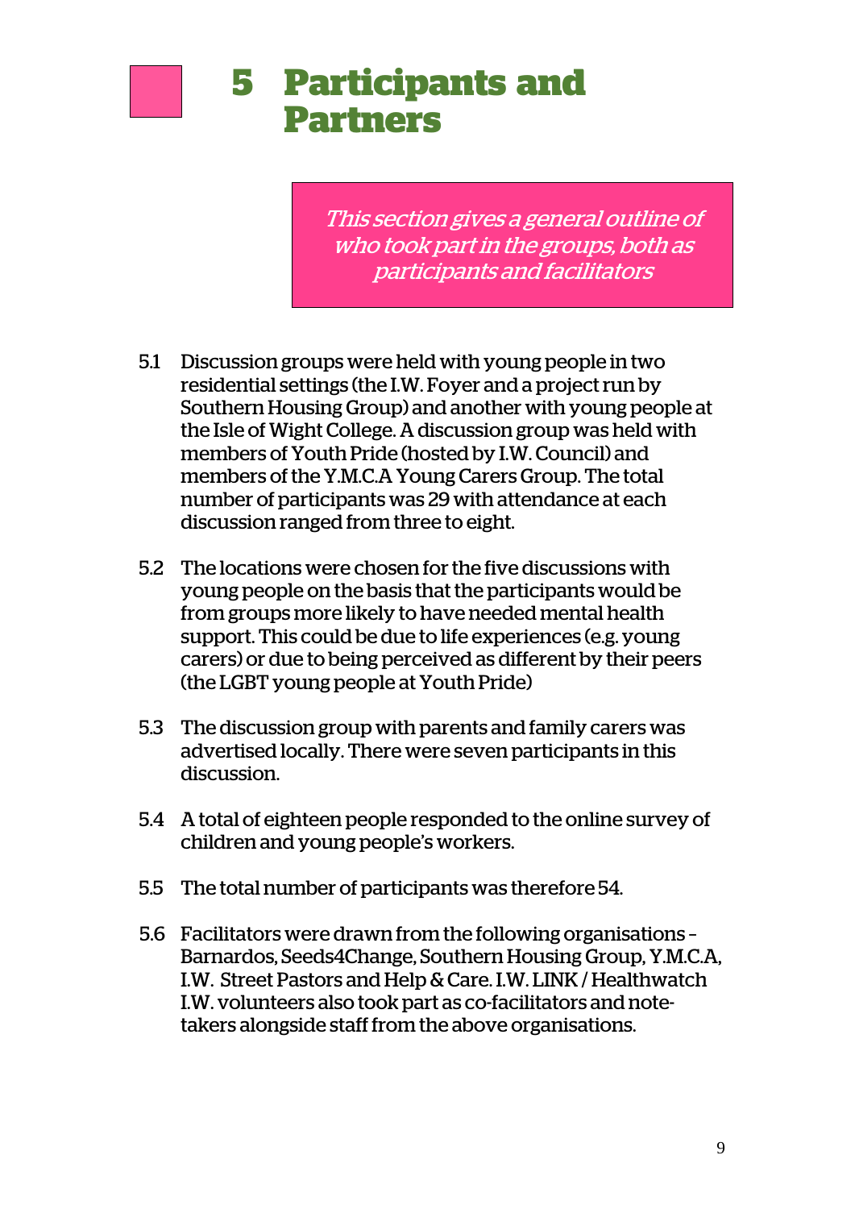# 5 Participants and Partners

*This section gives a general outline of who took part in the groups, both as participants and facilitators*

5.1 Discussion groups were held with young people in two residential settings (the I.W. Foyer and a project run by Southern Housing Group) and another with young people at the Isle of Wight College. A discussion group was held with members of Youth Pride (hosted by I.W. Council) and members of the Y.M.C.A Young Carers Group. The total number of participants was 29 with attendance at each discussion ranged from three to eight.

5.2 The locations were chosen for the five discussions with young people on the basis that the participants would be from groups more likely to have needed mental health support. This could be due to life experiences (e.g. young carers) or due to being perceived as different by their peers (the LGBT young people at Youth Pride)

5.3 The discussion group with parents and family carers was advertised locally. There were seven participants in this discussion.

5.4 A total of eighteen people responded to the online survey of children and young people's workers.

5.5 The total number of participants was therefore 54.

5.6 Facilitators were drawn from the following organisations – Barnardos, Seeds4Change, Southern Housing Group, Y.M.C.A, I.W. Street Pastors and Help & Care. I.W. LINK / Healthwatch I.W. volunteers also took part as co-facilitators and note-takers alongside staff from the above organisations.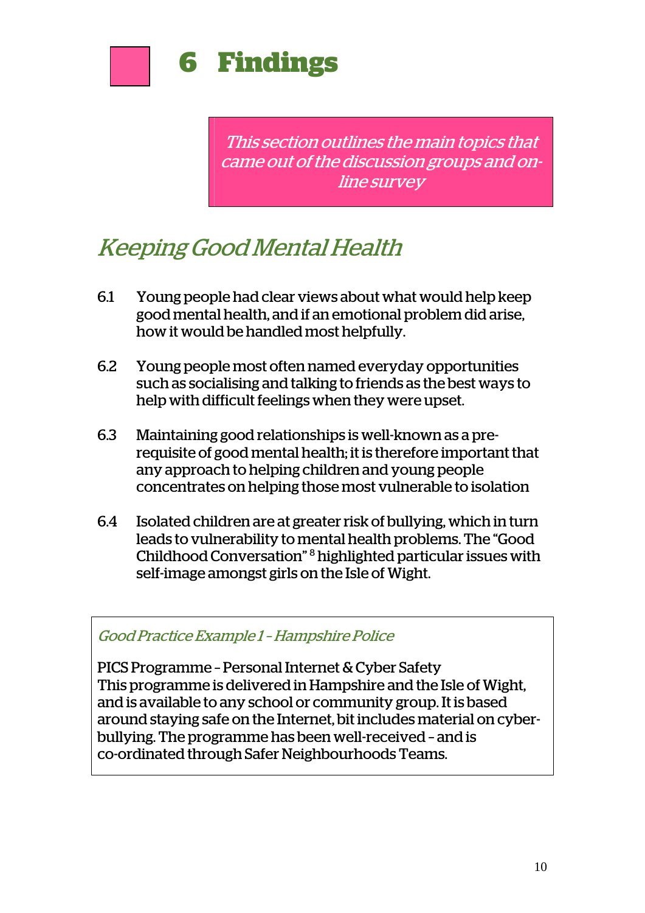# 6 Findings

*This section outlines the main topics that came out of the discussion groups and on-line survey*

## *Keeping Good Mental Health*

6.1 Young people had clear views about what would help keep good mental health, and if an emotional problem did arise, how it would be handled most helpfully.

6.2 Young people most often named everyday opportunities such as socialising and talking to friends as the best ways to help with difficult feelings when they were upset.

6.3 Maintaining good relationships is well-known as a pre-requisite of good mental health; it is therefore important that any approach to helping children and young people concentrates on helping those most vulnerable to isolation

6.4 Isolated children are at greater risk of bullying, which in turn leads to vulnerability to mental health problems. The "Good Childhood Conversation" [8] highlighted particular issues with self-image amongst girls on the Isle of Wight.

> *Good Practice Example 1 – Hampshire Police*
>
> PICS Programme – Personal Internet & Cyber Safety
> This programme is delivered in Hampshire and the Isle of Wight, and is available to any school or community group. It is based around staying safe on the Internet, bit includes material on cyber-bullying. The programme has been well-received – and is co-ordinated through Safer Neighbourhoods Teams.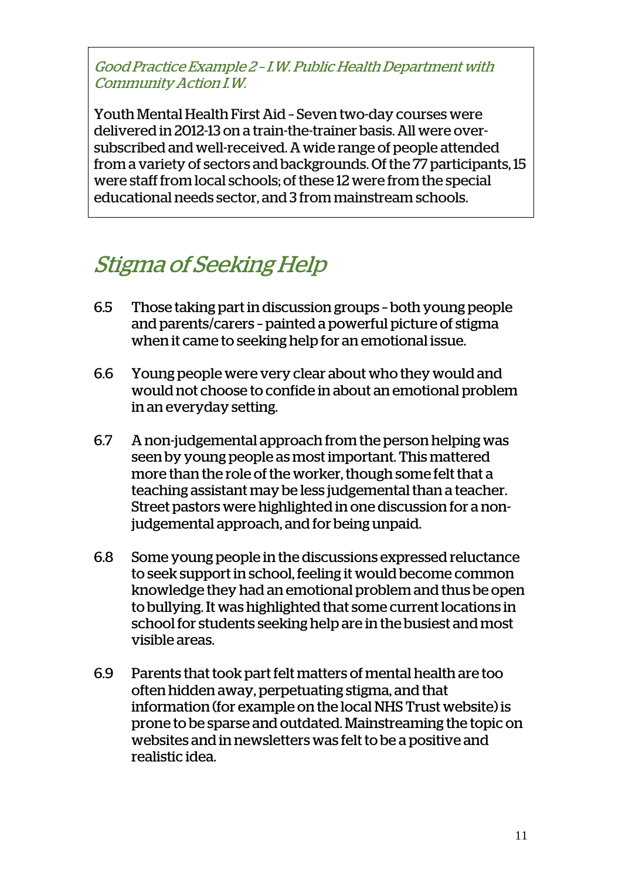> *Good Practice Example 2 – I.W. Public Health Department with Community Action I.W.*
>
> Youth Mental Health First Aid – Seven two-day courses were delivered in 2012-13 on a train-the-trainer basis. All were over-subscribed and well-received. A wide range of people attended from a variety of sectors and backgrounds. Of the 77 participants, 15 were staff from local schools; of these 12 were from the special educational needs sector, and 3 from mainstream schools.

## *Stigma of Seeking Help*

6.5 Those taking part in discussion groups – both young people and parents/carers – painted a powerful picture of stigma when it came to seeking help for an emotional issue.

6.6 Young people were very clear about who they would and would not choose to confide in about an emotional problem in an everyday setting.

6.7 A non-judgemental approach from the person helping was seen by young people as most important. This mattered more than the role of the worker, though some felt that a teaching assistant may be less judgemental than a teacher. Street pastors were highlighted in one discussion for a non-judgemental approach, and for being unpaid.

6.8 Some young people in the discussions expressed reluctance to seek support in school, feeling it would become common knowledge they had an emotional problem and thus be open to bullying. It was highlighted that some current locations in school for students seeking help are in the busiest and most visible areas.

6.9 Parents that took part felt matters of mental health are too often hidden away, perpetuating stigma, and that information (for example on the local NHS Trust website) is prone to be sparse and outdated. Mainstreaming the topic on websites and in newsletters was felt to be a positive and realistic idea.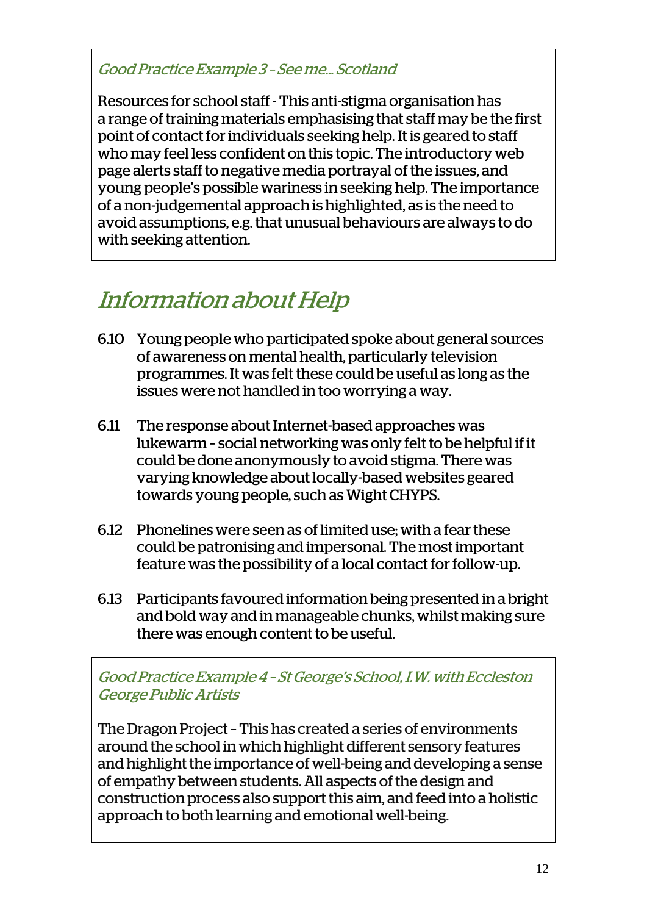*Good Practice Example 3 – See me... Scotland*

Resources for school staff - This anti-stigma organisation has a range of training materials emphasising that staff may be the first point of contact for individuals seeking help. It is geared to staff who may feel less confident on this topic. The introductory web page alerts staff to negative media portrayal of the issues, and young people's possible wariness in seeking help. The importance of a non-judgemental approach is highlighted, as is the need to avoid assumptions, e.g. that unusual behaviours are always to do with seeking attention.

## *Information about Help*

6.10 Young people who participated spoke about general sources of awareness on mental health, particularly television programmes. It was felt these could be useful as long as the issues were not handled in too worrying a way.

6.11 The response about Internet-based approaches was lukewarm – social networking was only felt to be helpful if it could be done anonymously to avoid stigma. There was varying knowledge about locally-based websites geared towards young people, such as Wight CHYPS.

6.12 Phonelines were seen as of limited use; with a fear these could be patronising and impersonal. The most important feature was the possibility of a local contact for follow-up.

6.13 Participants favoured information being presented in a bright and bold way and in manageable chunks, whilst making sure there was enough content to be useful.

*Good Practice Example 4 – St George's School, I.W. with Eccleston George Public Artists*

The Dragon Project – This has created a series of environments around the school in which highlight different sensory features and highlight the importance of well-being and developing a sense of empathy between students. All aspects of the design and construction process also support this aim, and feed into a holistic approach to both learning and emotional well-being.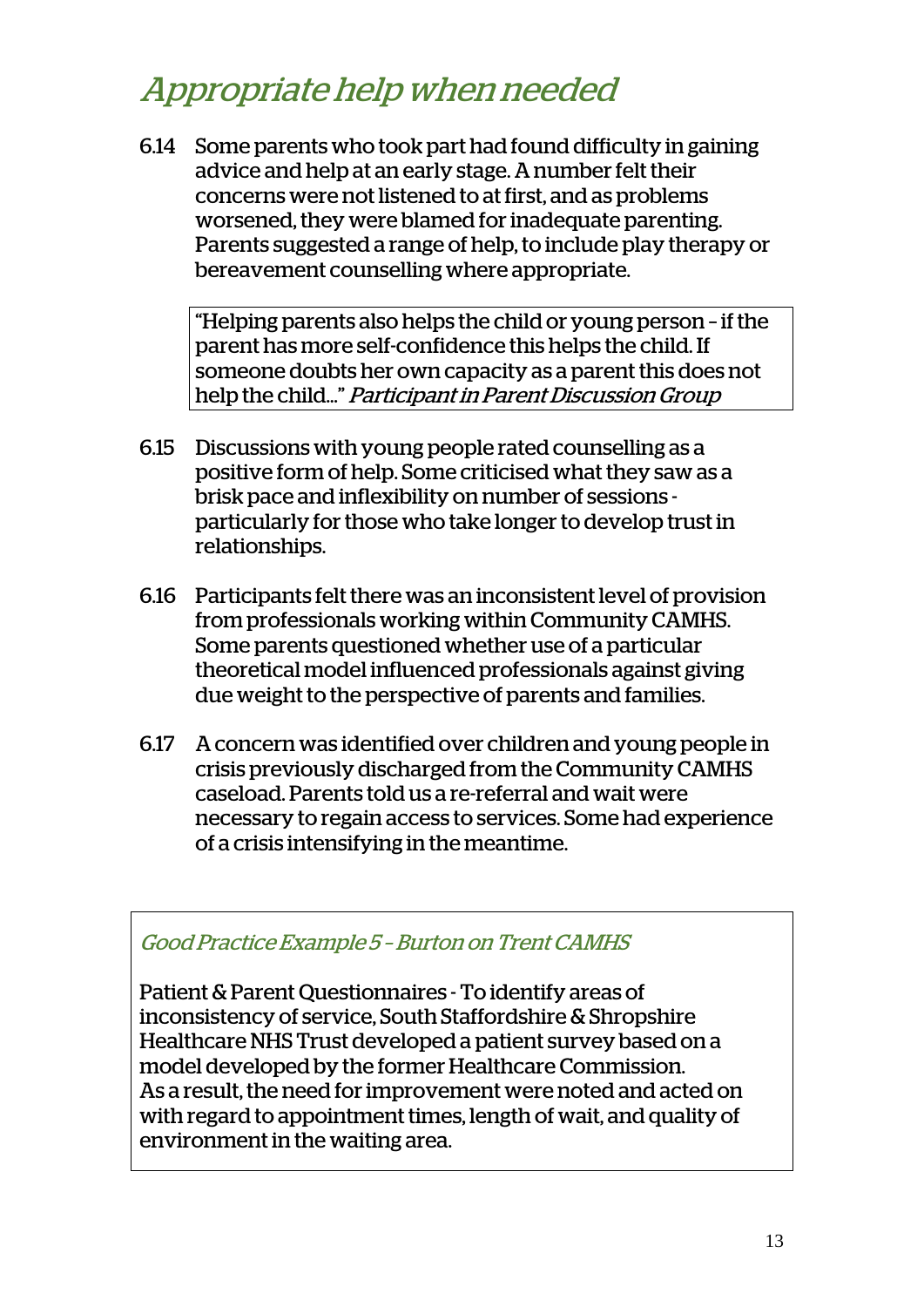## Appropriate help when needed

6.14 Some parents who took part had found difficulty in gaining advice and help at an early stage. A number felt their concerns were not listened to at first, and as problems worsened, they were blamed for inadequate parenting. Parents suggested a range of help, to include play therapy or bereavement counselling where appropriate.

> "Helping parents also helps the child or young person – if the parent has more self-confidence this helps the child. If someone doubts her own capacity as a parent this does not help the child..." *Participant in Parent Discussion Group*

6.15 Discussions with young people rated counselling as a positive form of help. Some criticised what they saw as a brisk pace and inflexibility on number of sessions - particularly for those who take longer to develop trust in relationships.

6.16 Participants felt there was an inconsistent level of provision from professionals working within Community CAMHS. Some parents questioned whether use of a particular theoretical model influenced professionals against giving due weight to the perspective of parents and families.

6.17 A concern was identified over children and young people in crisis previously discharged from the Community CAMHS caseload. Parents told us a re-referral and wait were necessary to regain access to services. Some had experience of a crisis intensifying in the meantime.

> *Good Practice Example 5 – Burton on Trent CAMHS*
>
> Patient & Parent Questionnaires - To identify areas of inconsistency of service, South Staffordshire & Shropshire Healthcare NHS Trust developed a patient survey based on a model developed by the former Healthcare Commission. As a result, the need for improvement were noted and acted on with regard to appointment times, length of wait, and quality of environment in the waiting area.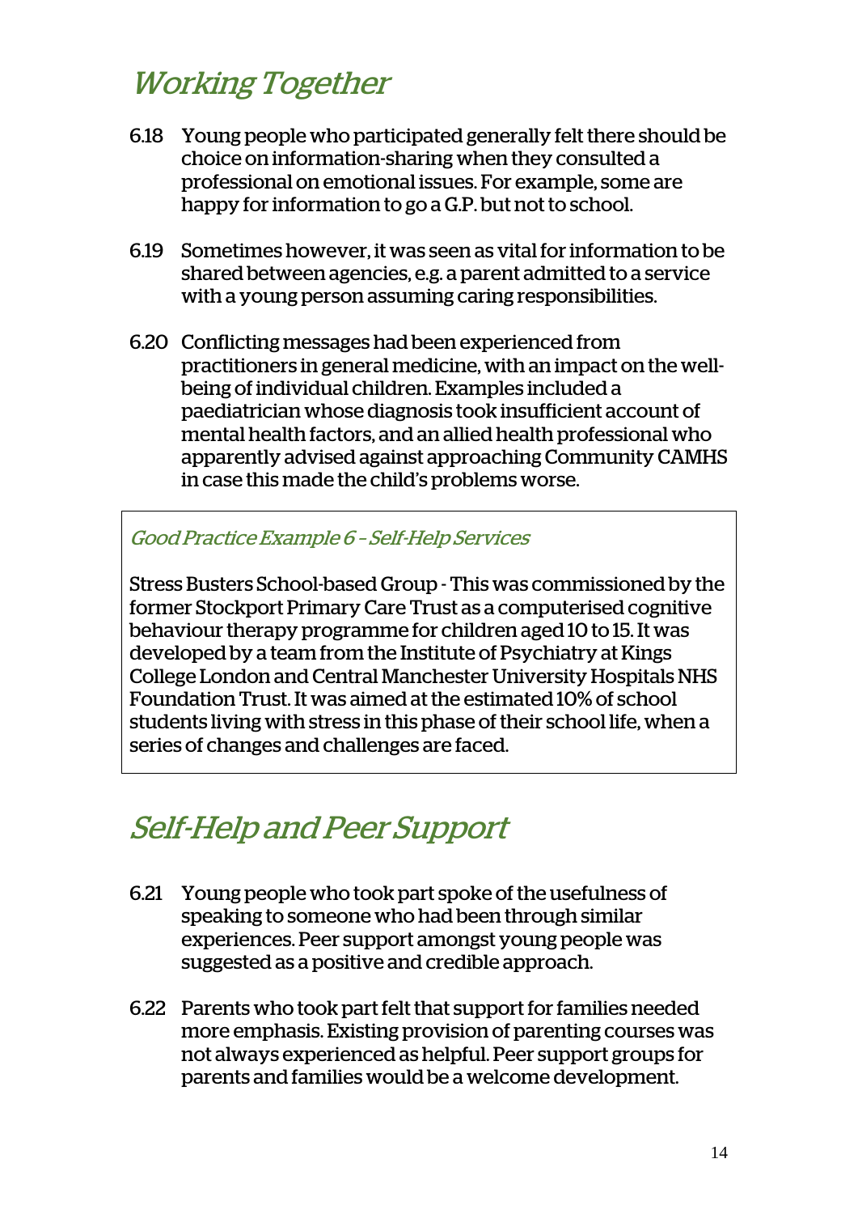## *Working Together*

6.18 Young people who participated generally felt there should be choice on information-sharing when they consulted a professional on emotional issues. For example, some are happy for information to go a G.P. but not to school.

6.19 Sometimes however, it was seen as vital for information to be shared between agencies, e.g. a parent admitted to a service with a young person assuming caring responsibilities.

6.20 Conflicting messages had been experienced from practitioners in general medicine, with an impact on the well-being of individual children. Examples included a paediatrician whose diagnosis took insufficient account of mental health factors, and an allied health professional who apparently advised against approaching Community CAMHS in case this made the child's problems worse.

> *Good Practice Example 6 – Self-Help Services*
>
> Stress Busters School-based Group - This was commissioned by the former Stockport Primary Care Trust as a computerised cognitive behaviour therapy programme for children aged 10 to 15. It was developed by a team from the Institute of Psychiatry at Kings College London and Central Manchester University Hospitals NHS Foundation Trust. It was aimed at the estimated 10% of school students living with stress in this phase of their school life, when a series of changes and challenges are faced.

## *Self-Help and Peer Support*

6.21 Young people who took part spoke of the usefulness of speaking to someone who had been through similar experiences. Peer support amongst young people was suggested as a positive and credible approach.

6.22 Parents who took part felt that support for families needed more emphasis. Existing provision of parenting courses was not always experienced as helpful. Peer support groups for parents and families would be a welcome development.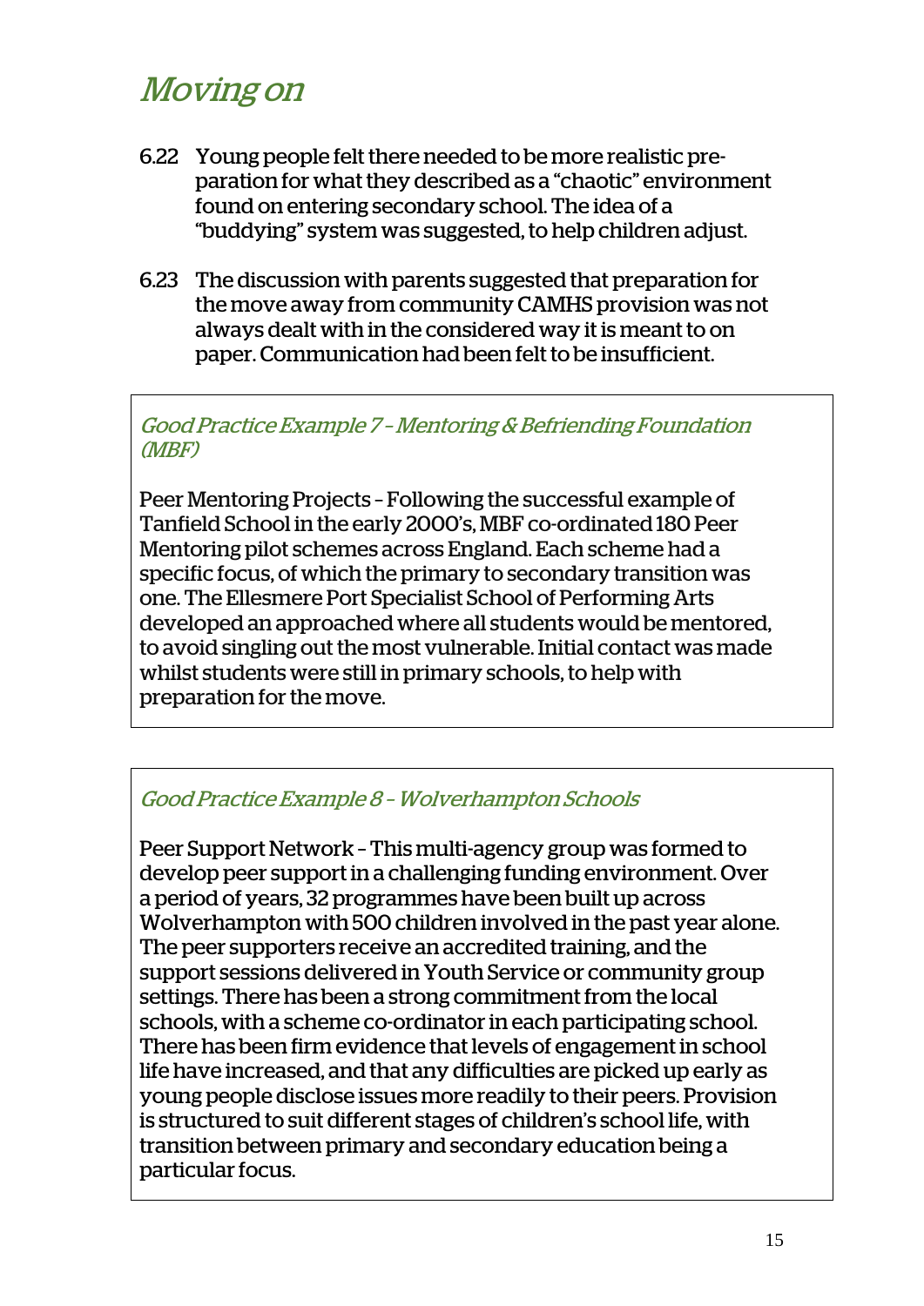# *Moving on*

6.22 Young people felt there needed to be more realistic preparation for what they described as a "chaotic" environment found on entering secondary school. The idea of a "buddying" system was suggested, to help children adjust.

6.23 The discussion with parents suggested that preparation for the move away from community CAMHS provision was not always dealt with in the considered way it is meant to on paper. Communication had been felt to be insufficient.

### *Good Practice Example 7 – Mentoring & Befriending Foundation (MBF)*

Peer Mentoring Projects – Following the successful example of Tanfield School in the early 2000's, MBF co-ordinated 180 Peer Mentoring pilot schemes across England. Each scheme had a specific focus, of which the primary to secondary transition was one. The Ellesmere Port Specialist School of Performing Arts developed an approached where all students would be mentored, to avoid singling out the most vulnerable. Initial contact was made whilst students were still in primary schools, to help with preparation for the move.

### *Good Practice Example 8 – Wolverhampton Schools*

Peer Support Network – This multi-agency group was formed to develop peer support in a challenging funding environment. Over a period of years, 32 programmes have been built up across Wolverhampton with 500 children involved in the past year alone. The peer supporters receive an accredited training, and the support sessions delivered in Youth Service or community group settings. There has been a strong commitment from the local schools, with a scheme co-ordinator in each participating school. There has been firm evidence that levels of engagement in school life have increased, and that any difficulties are picked up early as young people disclose issues more readily to their peers. Provision is structured to suit different stages of children's school life, with transition between primary and secondary education being a particular focus.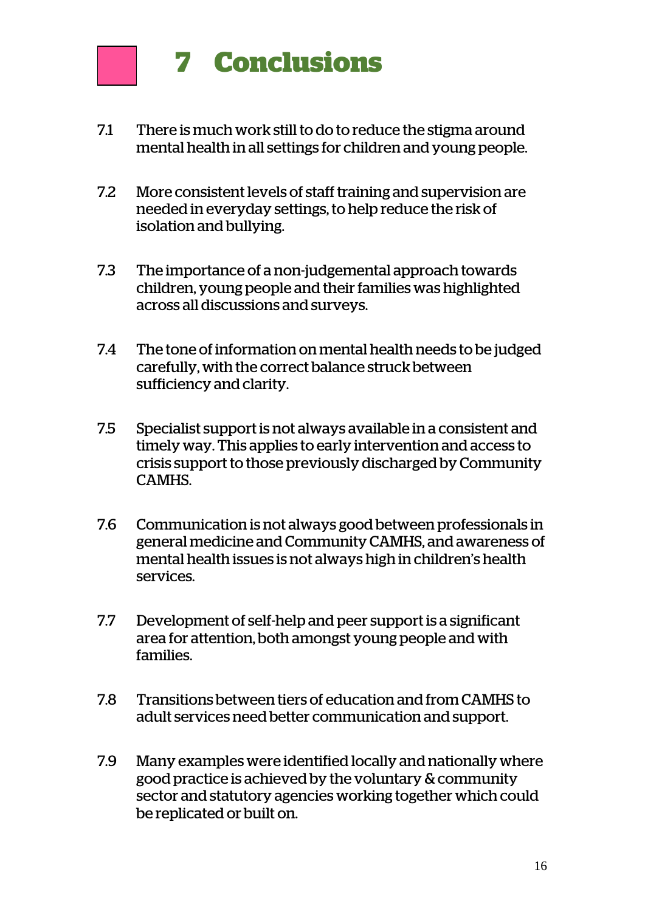# 7 Conclusions

7.1 There is much work still to do to reduce the stigma around mental health in all settings for children and young people.

7.2 More consistent levels of staff training and supervision are needed in everyday settings, to help reduce the risk of isolation and bullying.

7.3 The importance of a non-judgemental approach towards children, young people and their families was highlighted across all discussions and surveys.

7.4 The tone of information on mental health needs to be judged carefully, with the correct balance struck between sufficiency and clarity.

7.5 Specialist support is not always available in a consistent and timely way. This applies to early intervention and access to crisis support to those previously discharged by Community CAMHS.

7.6 Communication is not always good between professionals in general medicine and Community CAMHS, and awareness of mental health issues is not always high in children's health services.

7.7 Development of self-help and peer support is a significant area for attention, both amongst young people and with families.

7.8 Transitions between tiers of education and from CAMHS to adult services need better communication and support.

7.9 Many examples were identified locally and nationally where good practice is achieved by the voluntary & community sector and statutory agencies working together which could be replicated or built on.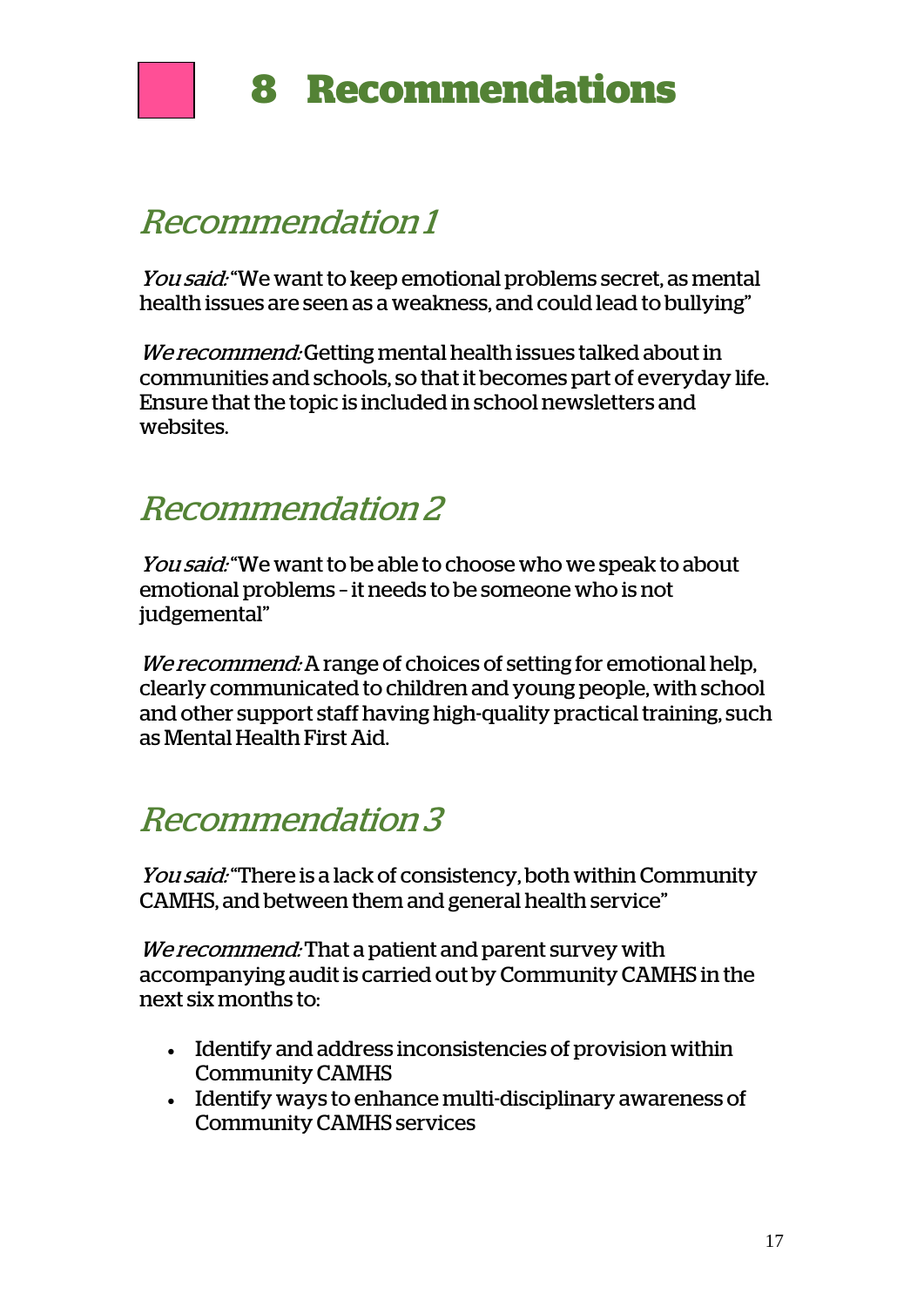# 8 Recommendations

## *Recommendation 1*

*You said:* "We want to keep emotional problems secret, as mental health issues are seen as a weakness, and could lead to bullying"

*We recommend:* Getting mental health issues talked about in communities and schools, so that it becomes part of everyday life. Ensure that the topic is included in school newsletters and websites.

## *Recommendation 2*

*You said:* "We want to be able to choose who we speak to about emotional problems – it needs to be someone who is not judgemental"

*We recommend:* A range of choices of setting for emotional help, clearly communicated to children and young people, with school and other support staff having high-quality practical training, such as Mental Health First Aid.

## *Recommendation 3*

*You said:* "There is a lack of consistency, both within Community CAMHS, and between them and general health service"

*We recommend:* That a patient and parent survey with accompanying audit is carried out by Community CAMHS in the next six months to:

- Identify and address inconsistencies of provision within Community CAMHS
- Identify ways to enhance multi-disciplinary awareness of Community CAMHS services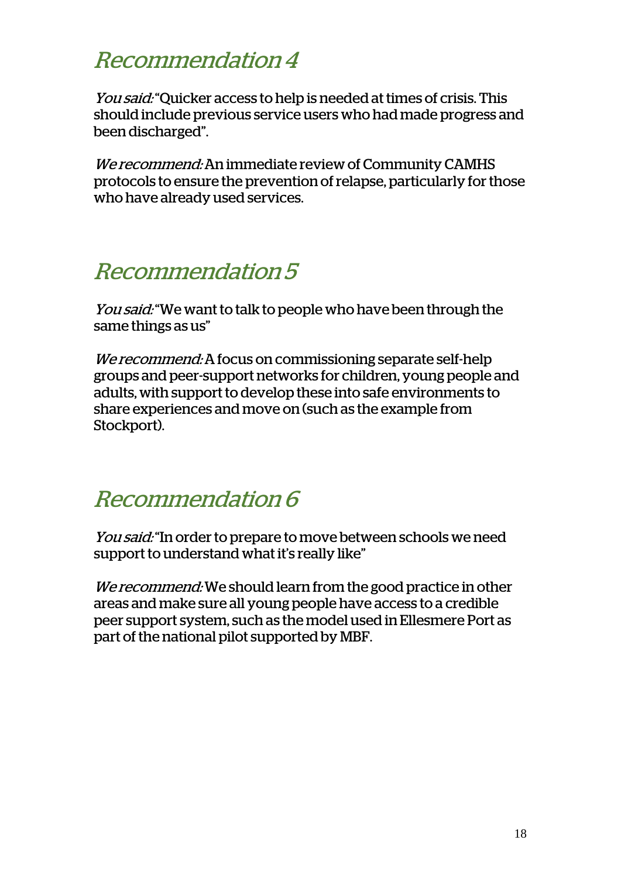## *Recommendation 4*

*You said:* "Quicker access to help is needed at times of crisis. This should include previous service users who had made progress and been discharged".

*We recommend:* An immediate review of Community CAMHS protocols to ensure the prevention of relapse, particularly for those who have already used services.

## *Recommendation 5*

*You said:* "We want to talk to people who have been through the same things as us"

*We recommend:* A focus on commissioning separate self-help groups and peer-support networks for children, young people and adults, with support to develop these into safe environments to share experiences and move on (such as the example from Stockport).

## *Recommendation 6*

*You said:* "In order to prepare to move between schools we need support to understand what it's really like"

*We recommend:* We should learn from the good practice in other areas and make sure all young people have access to a credible peer support system, such as the model used in Ellesmere Port as part of the national pilot supported by MBF.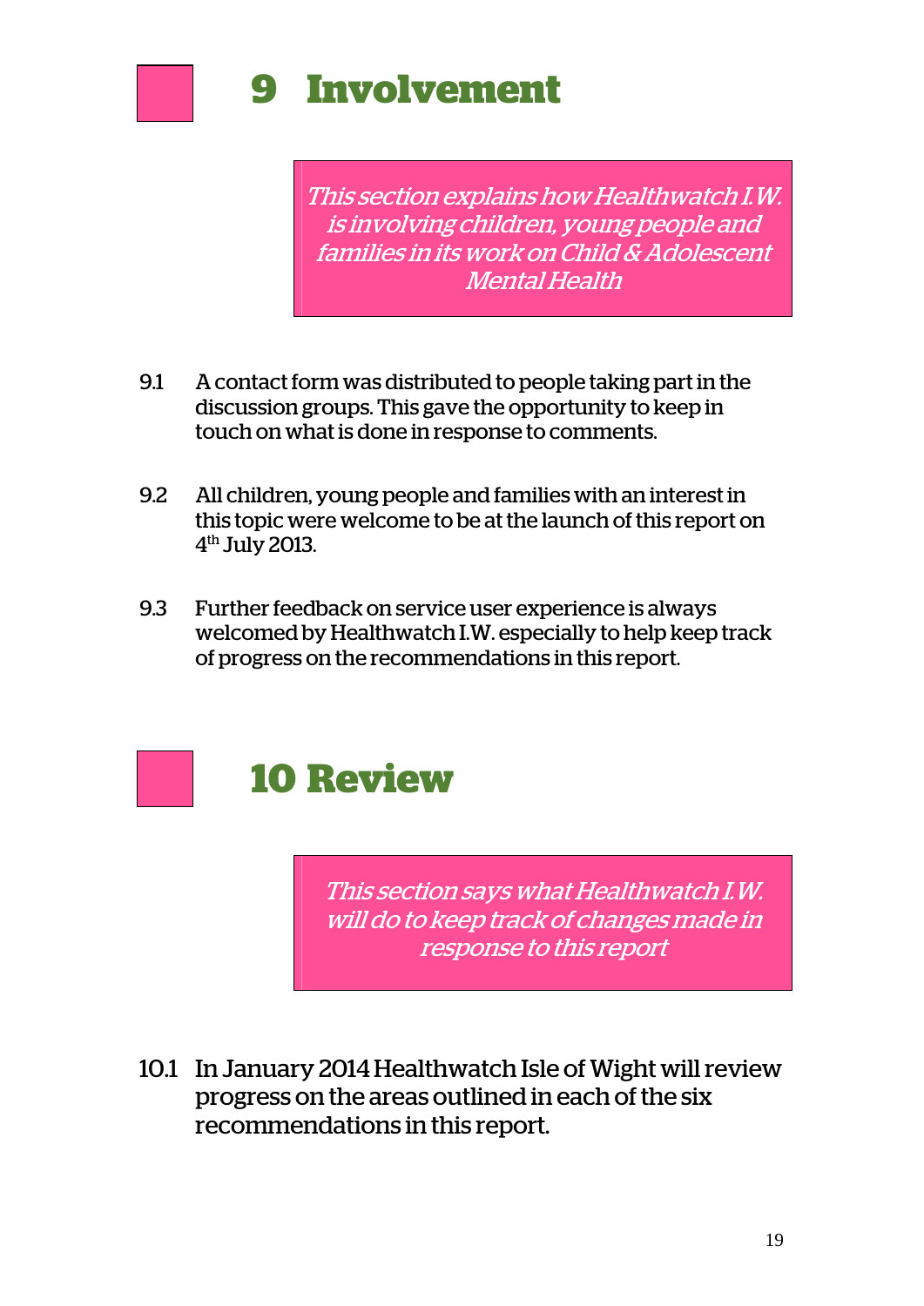# 9 Involvement

*This section explains how Healthwatch I.W. is involving children, young people and families in its work on Child & Adolescent Mental Health*

9.1 A contact form was distributed to people taking part in the discussion groups. This gave the opportunity to keep in touch on what is done in response to comments.

9.2 All children, young people and families with an interest in this topic were welcome to be at the launch of this report on 4th July 2013.

9.3 Further feedback on service user experience is always welcomed by Healthwatch I.W. especially to help keep track of progress on the recommendations in this report.

# 10 Review

*This section says what Healthwatch I.W. will do to keep track of changes made in response to this report*

10.1 In January 2014 Healthwatch Isle of Wight will review progress on the areas outlined in each of the six recommendations in this report.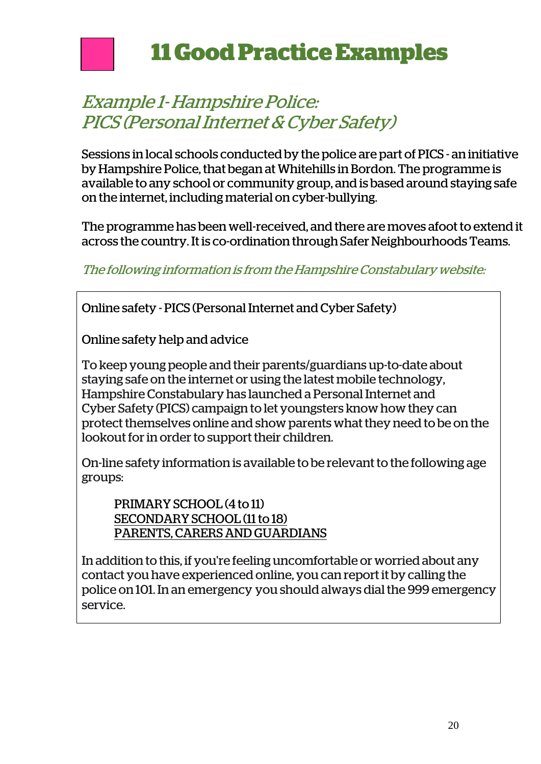# 11 Good Practice Examples

## *Example 1- Hampshire Police: PICS (Personal Internet & Cyber Safety)*

Sessions in local schools conducted by the police are part of PICS - an initiative by Hampshire Police, that began at Whitehills in Bordon. The programme is available to any school or community group, and is based around staying safe on the internet, including material on cyber-bullying.

The programme has been well-received, and there are moves afoot to extend it across the country. It is co-ordination through Safer Neighbourhoods Teams.

*The following information is from the Hampshire Constabulary website:*

> Online safety - PICS (Personal Internet and Cyber Safety)
>
> Online safety help and advice
>
> To keep young people and their parents/guardians up-to-date about staying safe on the internet or using the latest mobile technology, Hampshire Constabulary has launched a Personal Internet and Cyber Safety (PICS) campaign to let youngsters know how they can protect themselves online and show parents what they need to be on the lookout for in order to support their children.
>
> On-line safety information is available to be relevant to the following age groups:
>
> PRIMARY SCHOOL (4 to 11)
> SECONDARY SCHOOL (11 to 18)
> PARENTS, CARERS AND GUARDIANS
>
> In addition to this, if you're feeling uncomfortable or worried about any contact you have experienced online, you can report it by calling the police on 101. In an emergency you should always dial the 999 emergency service.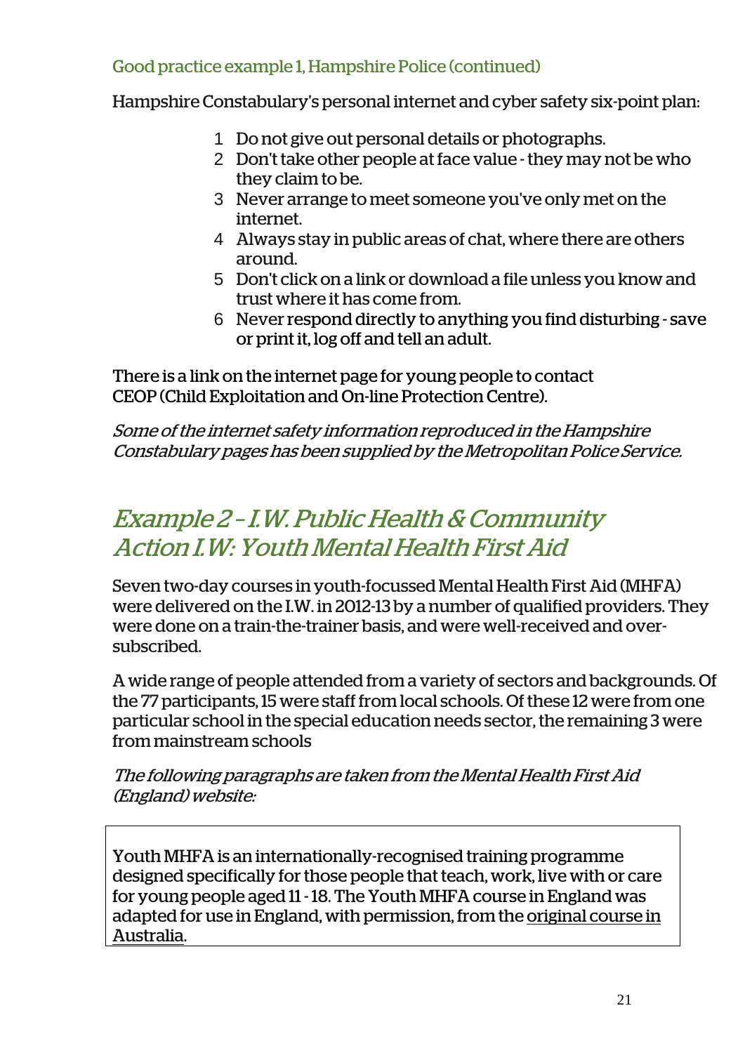### Good practice example 1, Hampshire Police (continued)

Hampshire Constabulary's personal internet and cyber safety six-point plan:

1. Do not give out personal details or photographs.
2. Don't take other people at face value - they may not be who they claim to be.
3. Never arrange to meet someone you've only met on the internet.
4. Always stay in public areas of chat, where there are others around.
5. Don't click on a link or download a file unless you know and trust where it has come from.
6. Never respond directly to anything you find disturbing - save or print it, log off and tell an adult.

There is a link on the internet page for young people to contact CEOP (Child Exploitation and On-line Protection Centre).

*Some of the internet safety information reproduced in the Hampshire Constabulary pages has been supplied by the Metropolitan Police Service.*

## *Example 2 – I.W. Public Health & Community Action I.W: Youth Mental Health First Aid*

Seven two-day courses in youth-focussed Mental Health First Aid (MHFA) were delivered on the I.W. in 2012-13 by a number of qualified providers. They were done on a train-the-trainer basis, and were well-received and over-subscribed.

A wide range of people attended from a variety of sectors and backgrounds. Of the 77 participants, 15 were staff from local schools. Of these 12 were from one particular school in the special education needs sector, the remaining 3 were from mainstream schools

*The following paragraphs are taken from the Mental Health First Aid (England) website:*

> Youth MHFA is an internationally-recognised training programme designed specifically for those people that teach, work, live with or care for young people aged 11 - 18. The Youth MHFA course in England was adapted for use in England, with permission, from the original course in Australia.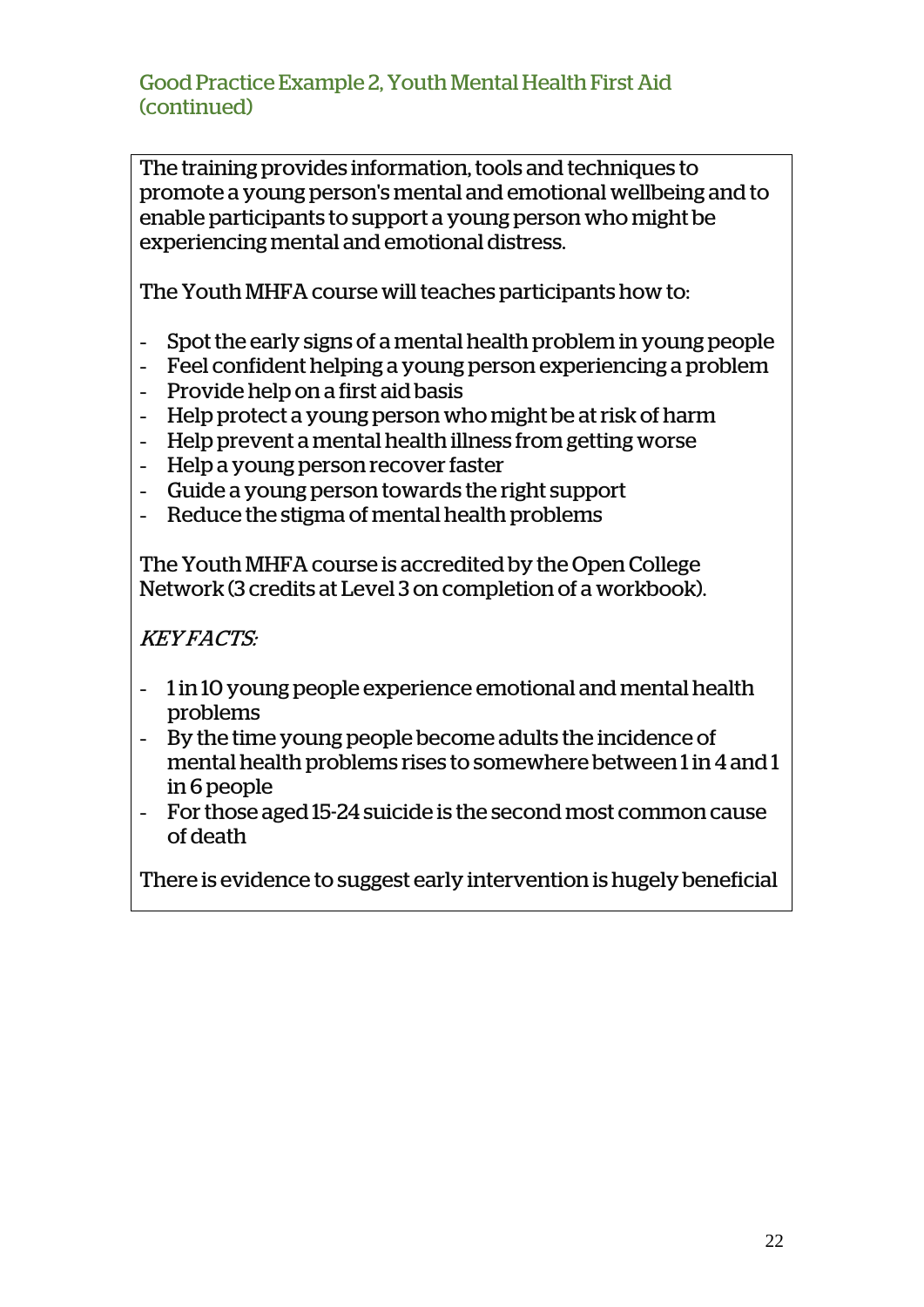### Good Practice Example 2, Youth Mental Health First Aid (continued)

The training provides information, tools and techniques to promote a young person's mental and emotional wellbeing and to enable participants to support a young person who might be experiencing mental and emotional distress.

The Youth MHFA course will teaches participants how to:

- Spot the early signs of a mental health problem in young people
- Feel confident helping a young person experiencing a problem
- Provide help on a first aid basis
- Help protect a young person who might be at risk of harm
- Help prevent a mental health illness from getting worse
- Help a young person recover faster
- Guide a young person towards the right support
- Reduce the stigma of mental health problems

The Youth MHFA course is accredited by the Open College Network (3 credits at Level 3 on completion of a workbook).

*KEY FACTS:*

- 1 in 10 young people experience emotional and mental health problems
- By the time young people become adults the incidence of mental health problems rises to somewhere between 1 in 4 and 1 in 6 people
- For those aged 15-24 suicide is the second most common cause of death

There is evidence to suggest early intervention is hugely beneficial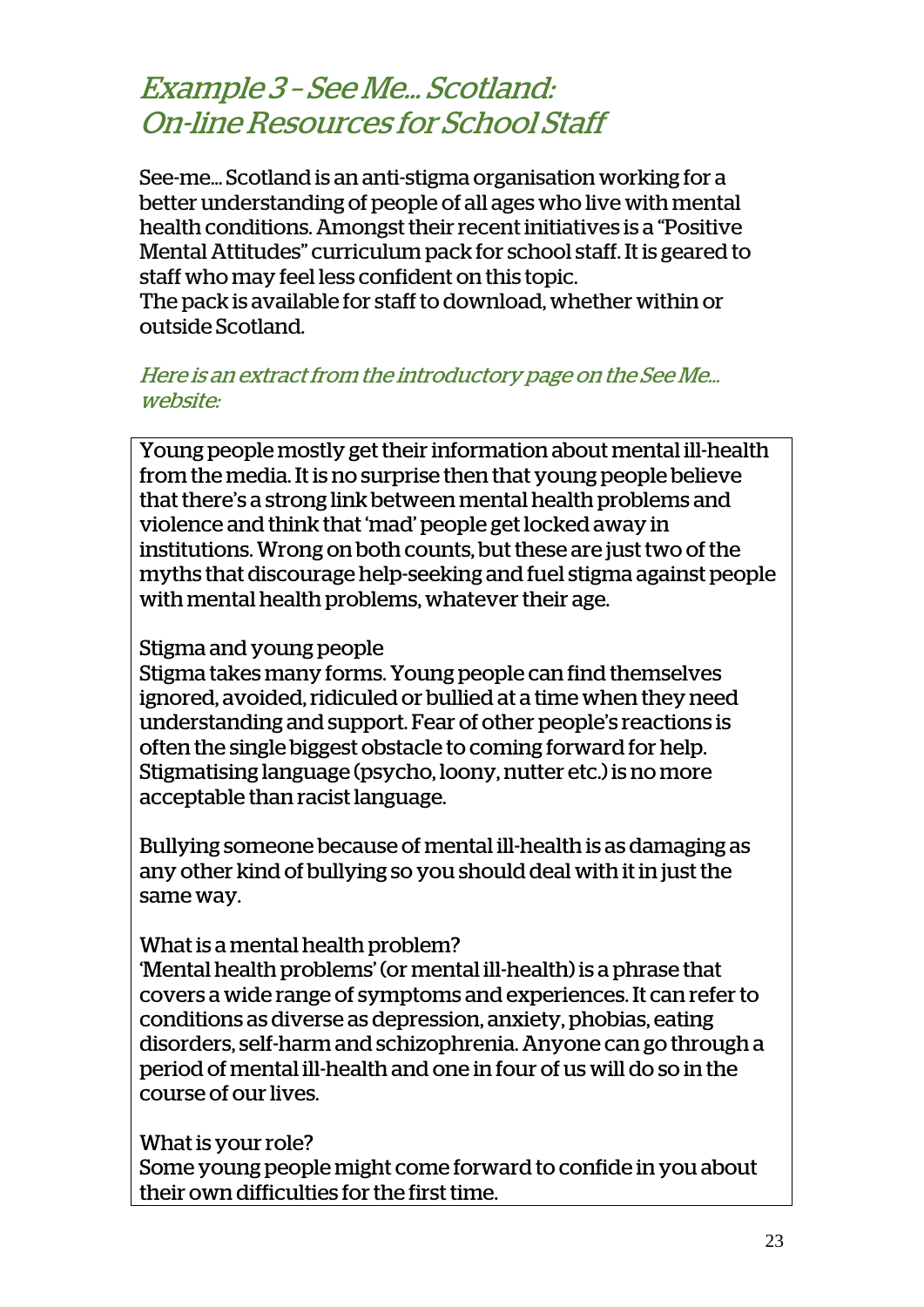## *Example 3 – See Me... Scotland: On-line Resources for School Staff*

See-me... Scotland is an anti-stigma organisation working for a better understanding of people of all ages who live with mental health conditions. Amongst their recent initiatives is a "Positive Mental Attitudes" curriculum pack for school staff. It is geared to staff who may feel less confident on this topic.
The pack is available for staff to download, whether within or outside Scotland.

*Here is an extract from the introductory page on the See Me... website:*

> Young people mostly get their information about mental ill-health from the media. It is no surprise then that young people believe that there's a strong link between mental health problems and violence and think that 'mad' people get locked away in institutions. Wrong on both counts, but these are just two of the myths that discourage help-seeking and fuel stigma against people with mental health problems, whatever their age.
>
> Stigma and young people
> Stigma takes many forms. Young people can find themselves ignored, avoided, ridiculed or bullied at a time when they need understanding and support. Fear of other people's reactions is often the single biggest obstacle to coming forward for help. Stigmatising language (psycho, loony, nutter etc.) is no more acceptable than racist language.
>
> Bullying someone because of mental ill-health is as damaging as any other kind of bullying so you should deal with it in just the same way.
>
> What is a mental health problem?
> 'Mental health problems' (or mental ill-health) is a phrase that covers a wide range of symptoms and experiences. It can refer to conditions as diverse as depression, anxiety, phobias, eating disorders, self-harm and schizophrenia. Anyone can go through a period of mental ill-health and one in four of us will do so in the course of our lives.
>
> What is your role?
> Some young people might come forward to confide in you about their own difficulties for the first time.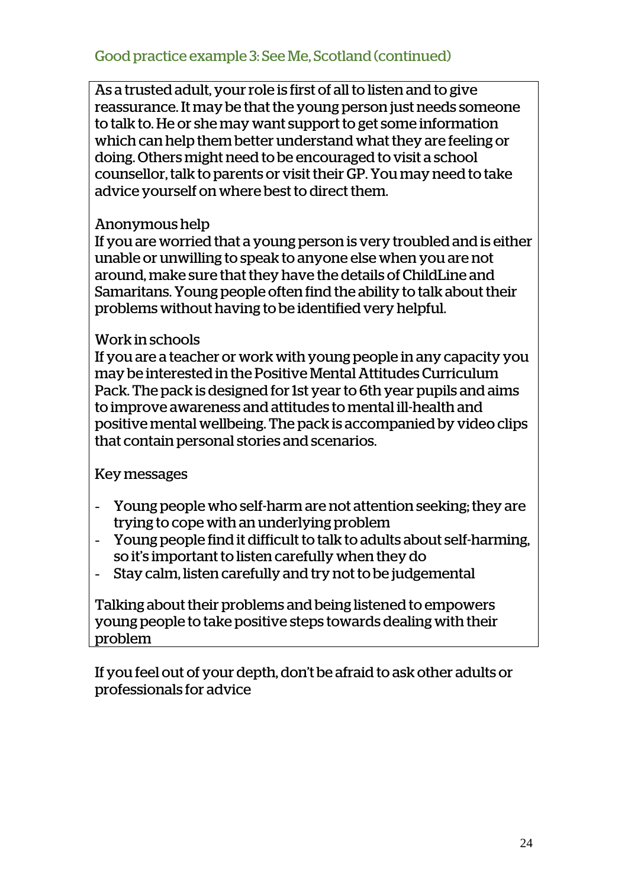### Good practice example 3: See Me, Scotland (continued)

As a trusted adult, your role is first of all to listen and to give reassurance. It may be that the young person just needs someone to talk to. He or she may want support to get some information which can help them better understand what they are feeling or doing. Others might need to be encouraged to visit a school counsellor, talk to parents or visit their GP. You may need to take advice yourself on where best to direct them.

Anonymous help

If you are worried that a young person is very troubled and is either unable or unwilling to speak to anyone else when you are not around, make sure that they have the details of ChildLine and Samaritans. Young people often find the ability to talk about their problems without having to be identified very helpful.

Work in schools

If you are a teacher or work with young people in any capacity you may be interested in the Positive Mental Attitudes Curriculum Pack. The pack is designed for 1st year to 6th year pupils and aims to improve awareness and attitudes to mental ill-health and positive mental wellbeing. The pack is accompanied by video clips that contain personal stories and scenarios.

Key messages

- Young people who self-harm are not attention seeking; they are trying to cope with an underlying problem
- Young people find it difficult to talk to adults about self-harming, so it's important to listen carefully when they do
- Stay calm, listen carefully and try not to be judgemental

Talking about their problems and being listened to empowers young people to take positive steps towards dealing with their problem

If you feel out of your depth, don't be afraid to ask other adults or professionals for advice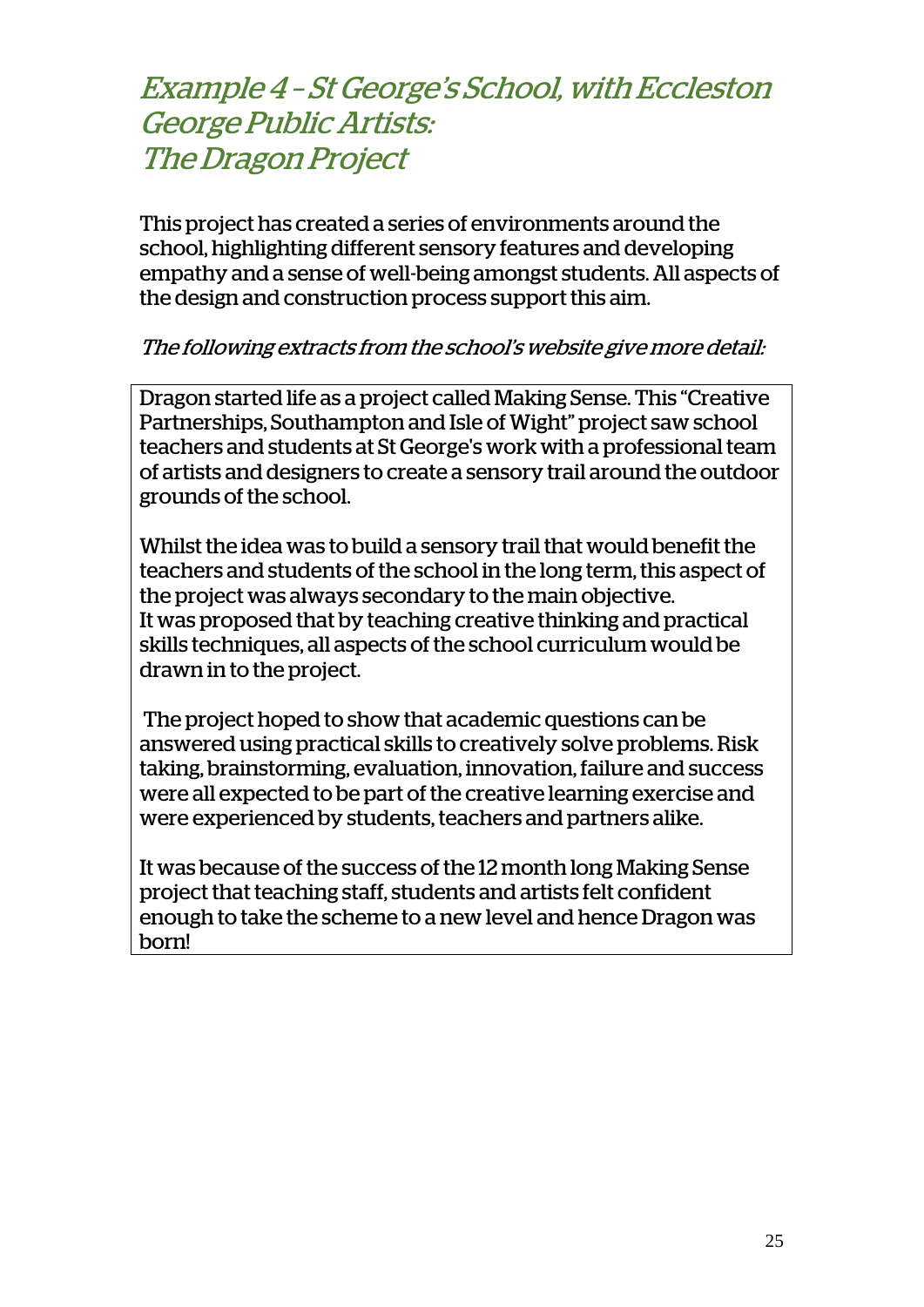## *Example 4 – St George's School, with Eccleston George Public Artists: The Dragon Project*

This project has created a series of environments around the school, highlighting different sensory features and developing empathy and a sense of well-being amongst students. All aspects of the design and construction process support this aim.

*The following extracts from the school's website give more detail:*

> Dragon started life as a project called Making Sense. This "Creative Partnerships, Southampton and Isle of Wight" project saw school teachers and students at St George's work with a professional team of artists and designers to create a sensory trail around the outdoor grounds of the school.
>
> Whilst the idea was to build a sensory trail that would benefit the teachers and students of the school in the long term, this aspect of the project was always secondary to the main objective.
> It was proposed that by teaching creative thinking and practical skills techniques, all aspects of the school curriculum would be drawn in to the project.
>
> The project hoped to show that academic questions can be answered using practical skills to creatively solve problems. Risk taking, brainstorming, evaluation, innovation, failure and success were all expected to be part of the creative learning exercise and were experienced by students, teachers and partners alike.
>
> It was because of the success of the 12 month long Making Sense project that teaching staff, students and artists felt confident enough to take the scheme to a new level and hence Dragon was born!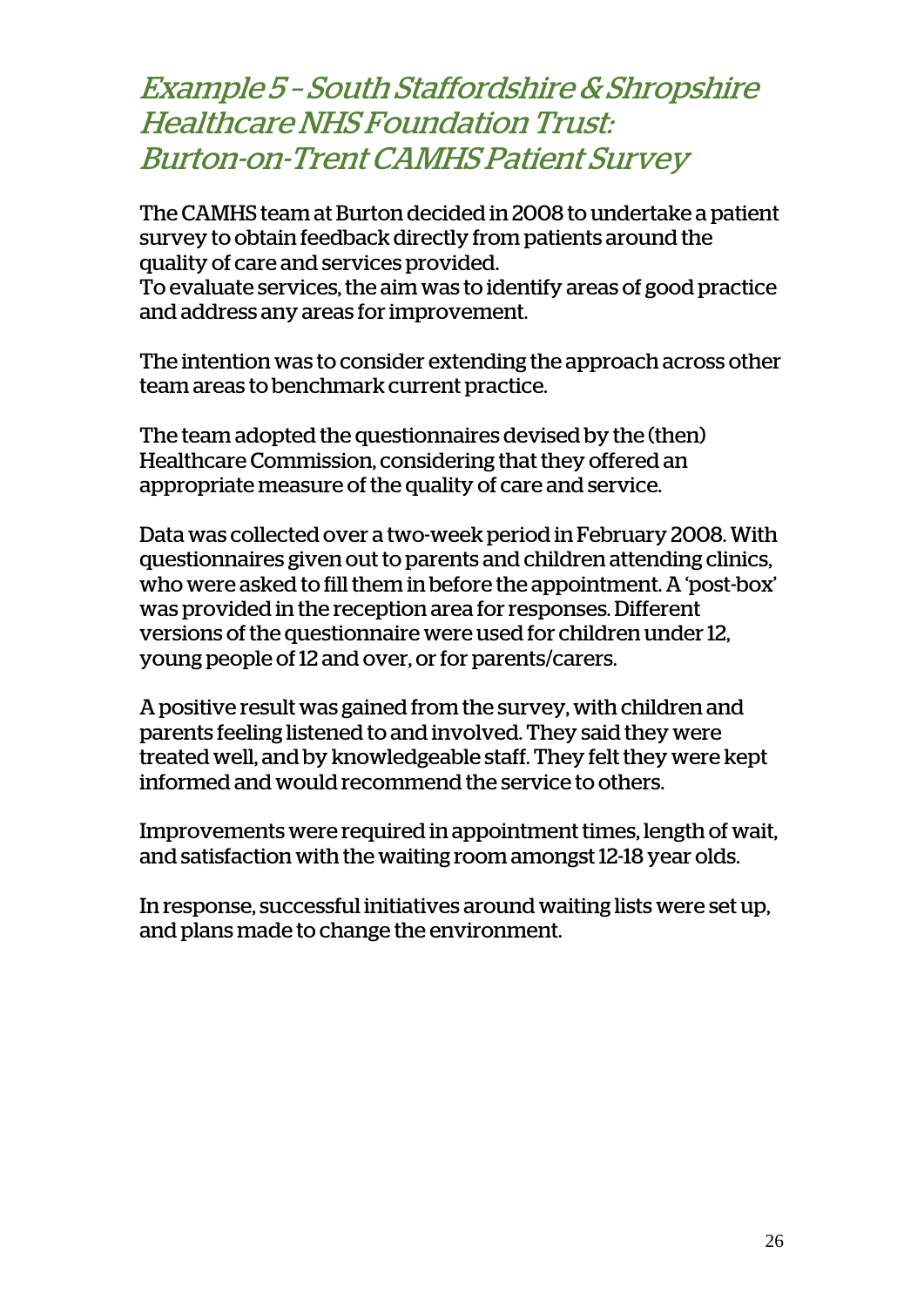## *Example 5 – South Staffordshire & Shropshire Healthcare NHS Foundation Trust: Burton-on-Trent CAMHS Patient Survey*

The CAMHS team at Burton decided in 2008 to undertake a patient survey to obtain feedback directly from patients around the quality of care and services provided.
To evaluate services, the aim was to identify areas of good practice and address any areas for improvement.

The intention was to consider extending the approach across other team areas to benchmark current practice.

The team adopted the questionnaires devised by the (then) Healthcare Commission, considering that they offered an appropriate measure of the quality of care and service.

Data was collected over a two-week period in February 2008. With questionnaires given out to parents and children attending clinics, who were asked to fill them in before the appointment. A 'post-box' was provided in the reception area for responses. Different versions of the questionnaire were used for children under 12, young people of 12 and over, or for parents/carers.

A positive result was gained from the survey, with children and parents feeling listened to and involved. They said they were treated well, and by knowledgeable staff. They felt they were kept informed and would recommend the service to others.

Improvements were required in appointment times, length of wait, and satisfaction with the waiting room amongst 12-18 year olds.

In response, successful initiatives around waiting lists were set up, and plans made to change the environment.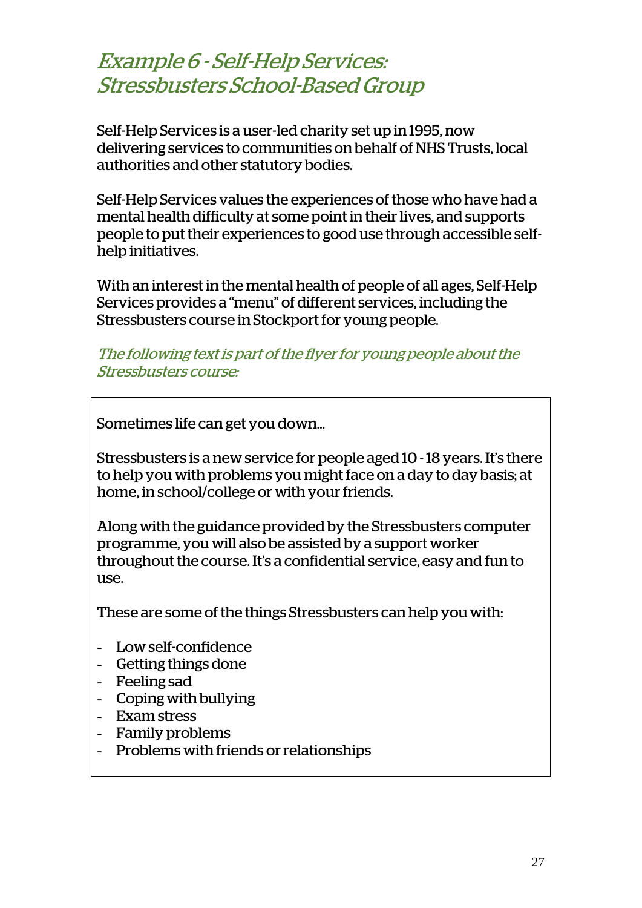## *Example 6 - Self-Help Services: Stressbusters School-Based Group*

Self-Help Services is a user-led charity set up in 1995, now delivering services to communities on behalf of NHS Trusts, local authorities and other statutory bodies.

Self-Help Services values the experiences of those who have had a mental health difficulty at some point in their lives, and supports people to put their experiences to good use through accessible self-help initiatives.

With an interest in the mental health of people of all ages, Self-Help Services provides a "menu" of different services, including the Stressbusters course in Stockport for young people.

*The following text is part of the flyer for young people about the Stressbusters course:*

> Sometimes life can get you down…
>
> Stressbusters is a new service for people aged 10 - 18 years. It's there to help you with problems you might face on a day to day basis; at home, in school/college or with your friends.
>
> Along with the guidance provided by the Stressbusters computer programme, you will also be assisted by a support worker throughout the course. It's a confidential service, easy and fun to use.
>
> These are some of the things Stressbusters can help you with:
>
> - Low self-confidence
> - Getting things done
> - Feeling sad
> - Coping with bullying
> - Exam stress
> - Family problems
> - Problems with friends or relationships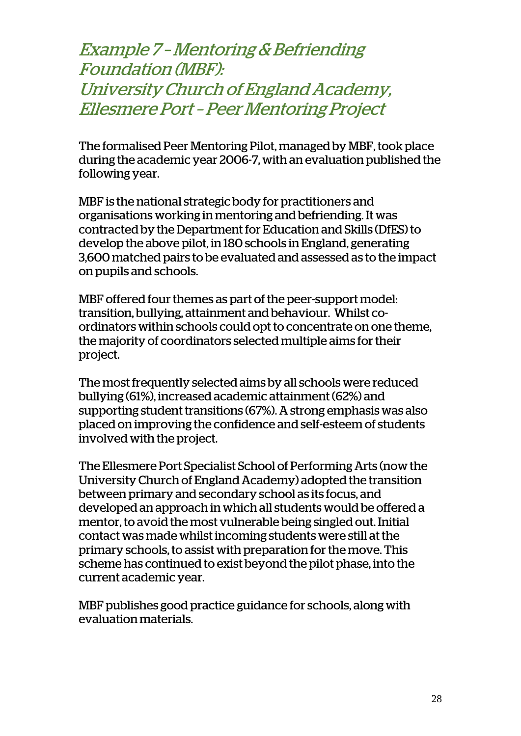## *Example 7 – Mentoring & Befriending Foundation (MBF): University Church of England Academy, Ellesmere Port – Peer Mentoring Project*

The formalised Peer Mentoring Pilot, managed by MBF, took place during the academic year 2006-7, with an evaluation published the following year.

MBF is the national strategic body for practitioners and organisations working in mentoring and befriending. It was contracted by the Department for Education and Skills (DfES) to develop the above pilot, in 180 schools in England, generating 3,600 matched pairs to be evaluated and assessed as to the impact on pupils and schools.

MBF offered four themes as part of the peer-support model: transition, bullying, attainment and behaviour. Whilst co-ordinators within schools could opt to concentrate on one theme, the majority of coordinators selected multiple aims for their project.

The most frequently selected aims by all schools were reduced bullying (61%), increased academic attainment (62%) and supporting student transitions (67%). A strong emphasis was also placed on improving the confidence and self-esteem of students involved with the project.

The Ellesmere Port Specialist School of Performing Arts (now the University Church of England Academy) adopted the transition between primary and secondary school as its focus, and developed an approach in which all students would be offered a mentor, to avoid the most vulnerable being singled out. Initial contact was made whilst incoming students were still at the primary schools, to assist with preparation for the move. This scheme has continued to exist beyond the pilot phase, into the current academic year.

MBF publishes good practice guidance for schools, along with evaluation materials.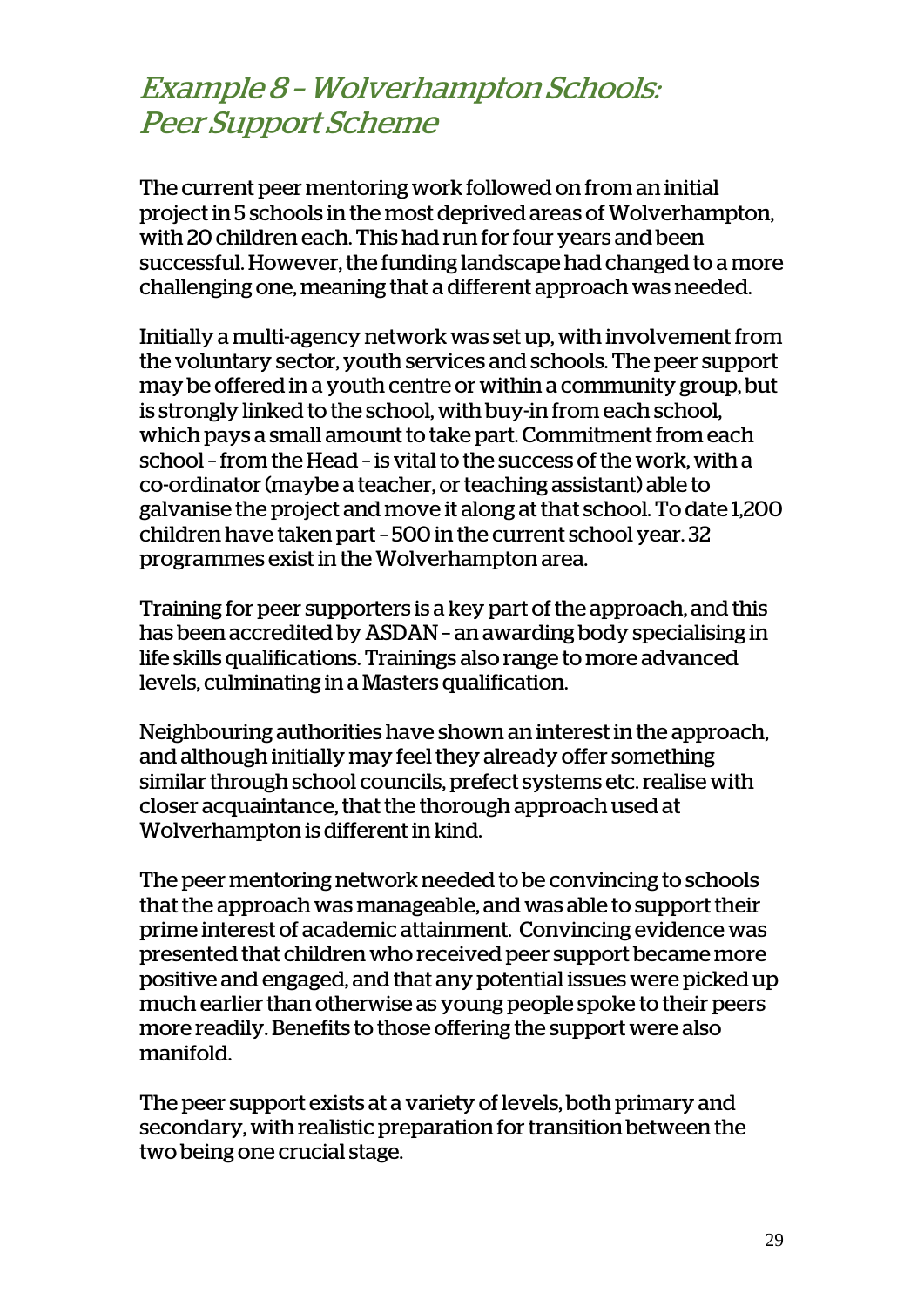## *Example 8 – Wolverhampton Schools: Peer Support Scheme*

The current peer mentoring work followed on from an initial project in 5 schools in the most deprived areas of Wolverhampton, with 20 children each. This had run for four years and been successful. However, the funding landscape had changed to a more challenging one, meaning that a different approach was needed.

Initially a multi-agency network was set up, with involvement from the voluntary sector, youth services and schools. The peer support may be offered in a youth centre or within a community group, but is strongly linked to the school, with buy-in from each school, which pays a small amount to take part. Commitment from each school – from the Head – is vital to the success of the work, with a co-ordinator (maybe a teacher, or teaching assistant) able to galvanise the project and move it along at that school. To date 1,200 children have taken part – 500 in the current school year. 32 programmes exist in the Wolverhampton area.

Training for peer supporters is a key part of the approach, and this has been accredited by ASDAN – an awarding body specialising in life skills qualifications. Trainings also range to more advanced levels, culminating in a Masters qualification.

Neighbouring authorities have shown an interest in the approach, and although initially may feel they already offer something similar through school councils, prefect systems etc. realise with closer acquaintance, that the thorough approach used at Wolverhampton is different in kind.

The peer mentoring network needed to be convincing to schools that the approach was manageable, and was able to support their prime interest of academic attainment. Convincing evidence was presented that children who received peer support became more positive and engaged, and that any potential issues were picked up much earlier than otherwise as young people spoke to their peers more readily. Benefits to those offering the support were also manifold.

The peer support exists at a variety of levels, both primary and secondary, with realistic preparation for transition between the two being one crucial stage.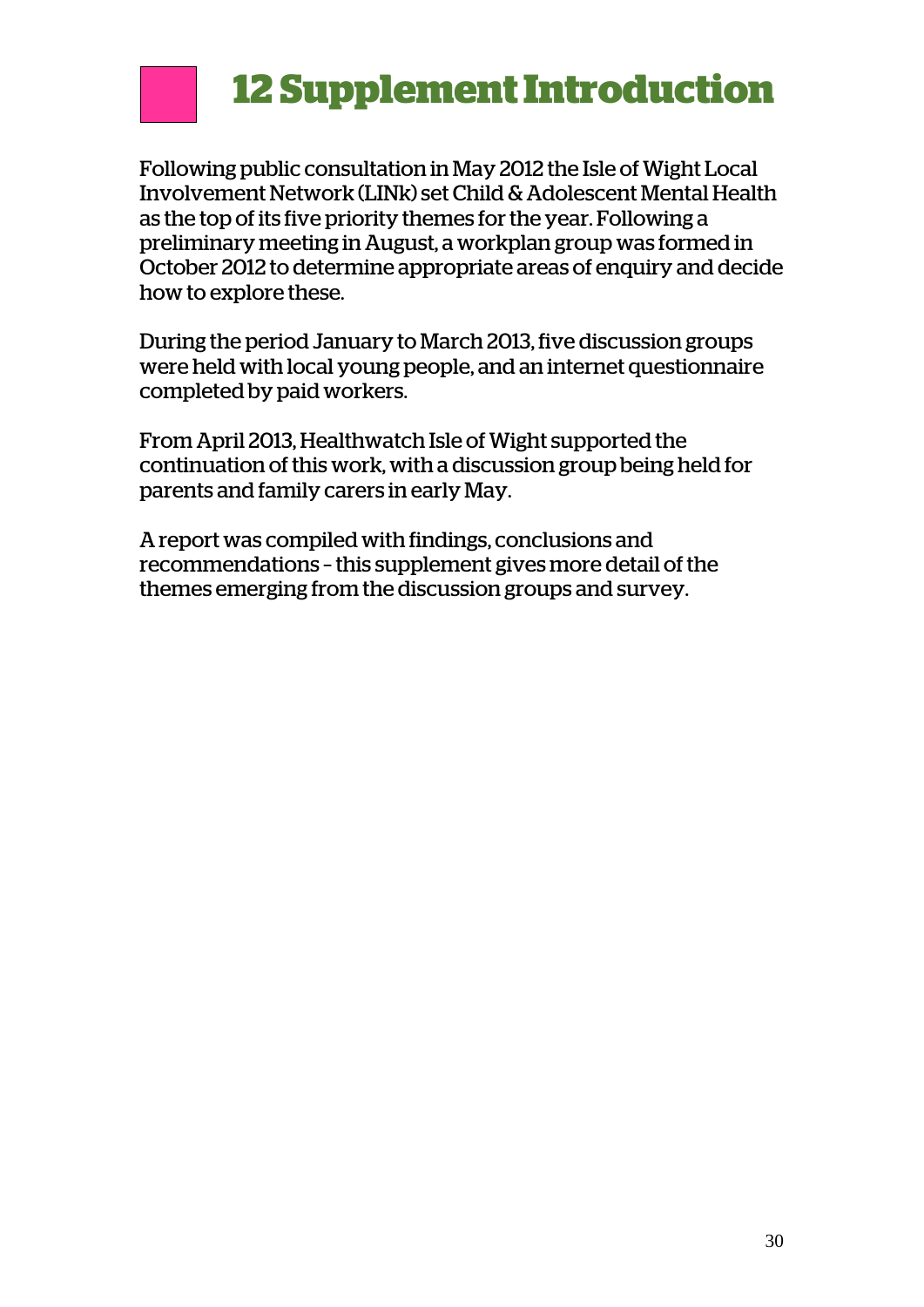# 12 Supplement Introduction

Following public consultation in May 2012 the Isle of Wight Local Involvement Network (LINk) set Child & Adolescent Mental Health as the top of its five priority themes for the year. Following a preliminary meeting in August, a workplan group was formed in October 2012 to determine appropriate areas of enquiry and decide how to explore these.

During the period January to March 2013, five discussion groups were held with local young people, and an internet questionnaire completed by paid workers.

From April 2013, Healthwatch Isle of Wight supported the continuation of this work, with a discussion group being held for parents and family carers in early May.

A report was compiled with findings, conclusions and recommendations – this supplement gives more detail of the themes emerging from the discussion groups and survey.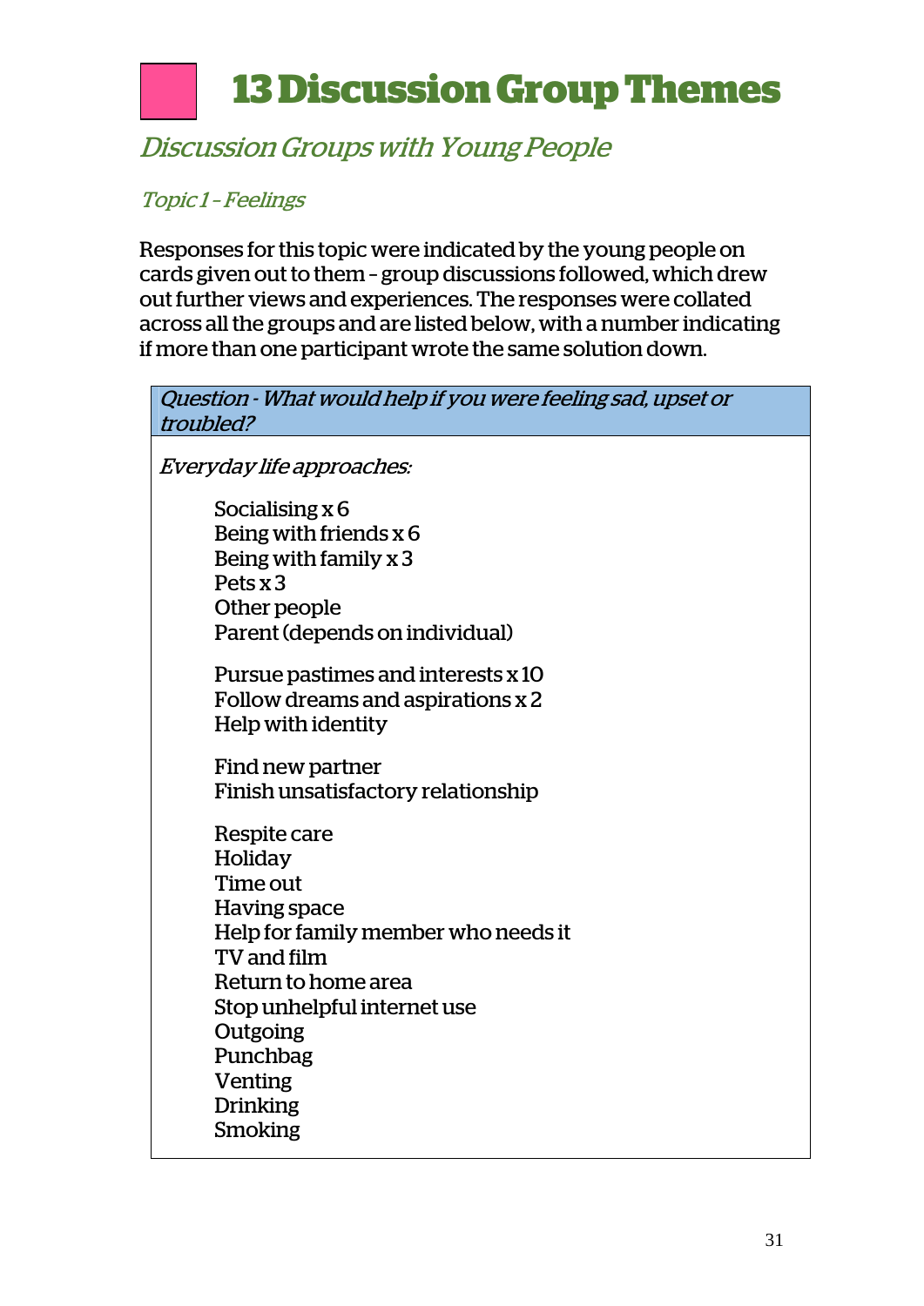# 13 Discussion Group Themes

## *Discussion Groups with Young People*

### *Topic 1 – Feelings*

Responses for this topic were indicated by the young people on cards given out to them – group discussions followed, which drew out further views and experiences. The responses were collated across all the groups and are listed below, with a number indicating if more than one participant wrote the same solution down.

*Question - What would help if you were feeling sad, upset or troubled?*

*Everyday life approaches:*

Socialising x 6
Being with friends x 6
Being with family x 3
Pets x 3
Other people
Parent (depends on individual)

Pursue pastimes and interests x 10
Follow dreams and aspirations x 2
Help with identity

Find new partner
Finish unsatisfactory relationship

Respite care
Holiday
Time out
Having space
Help for family member who needs it
TV and film
Return to home area
Stop unhelpful internet use
Outgoing
Punchbag
Venting
Drinking
Smoking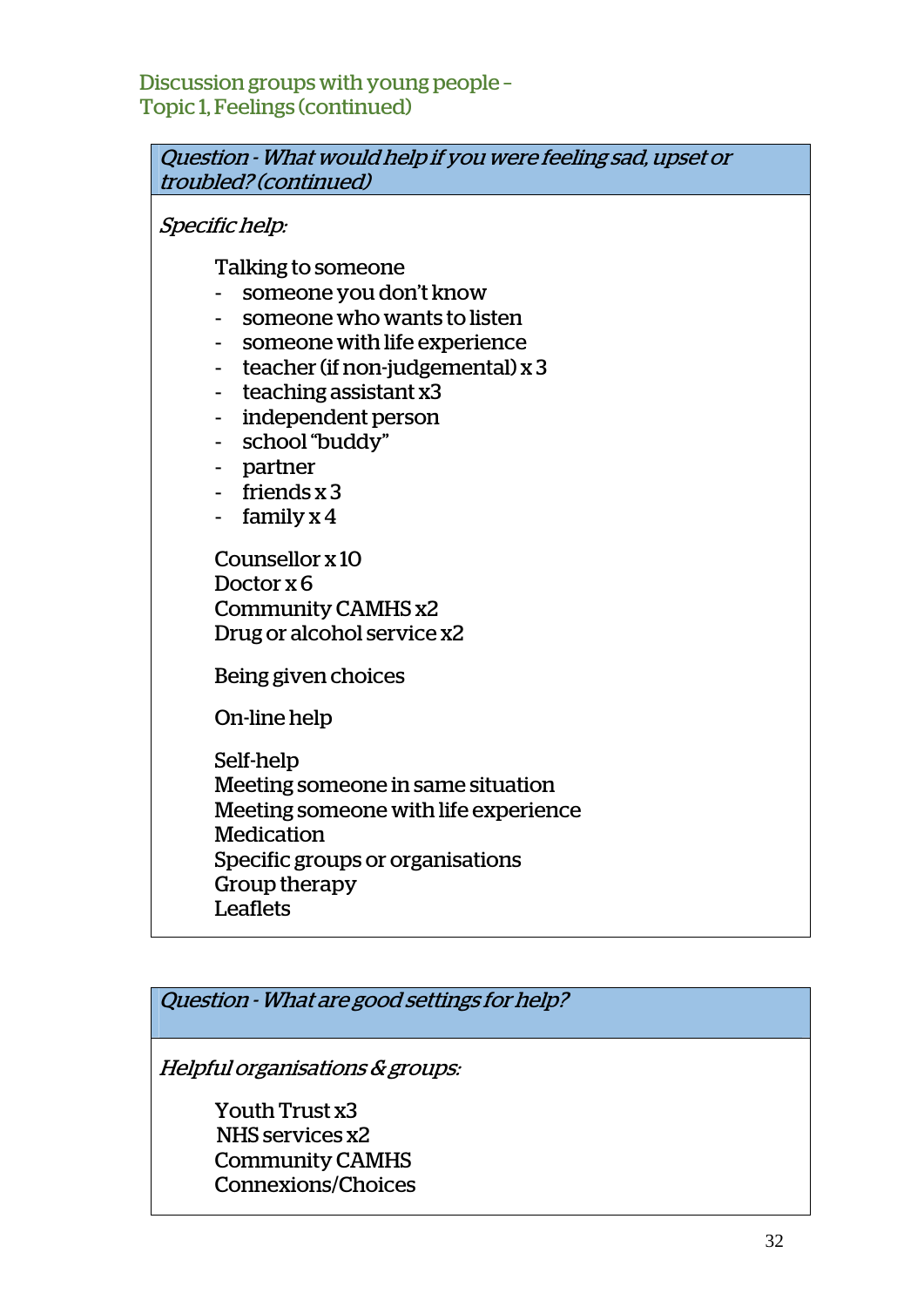## Discussion groups with young people – Topic 1, Feelings (continued)

### *Question - What would help if you were feeling sad, upset or troubled? (continued)*

*Specific help:*

Talking to someone
- someone you don't know
- someone who wants to listen
- someone with life experience
- teacher (if non-judgemental) x 3
- teaching assistant x3
- independent person
- school "buddy"
- partner
- friends x 3
- family x 4

Counsellor x 10
Doctor x 6
Community CAMHS x2
Drug or alcohol service x2

Being given choices

On-line help

Self-help
Meeting someone in same situation
Meeting someone with life experience
Medication
Specific groups or organisations
Group therapy
Leaflets

### *Question - What are good settings for help?*

*Helpful organisations & groups:*

Youth Trust x3
NHS services x2
Community CAMHS
Connexions/Choices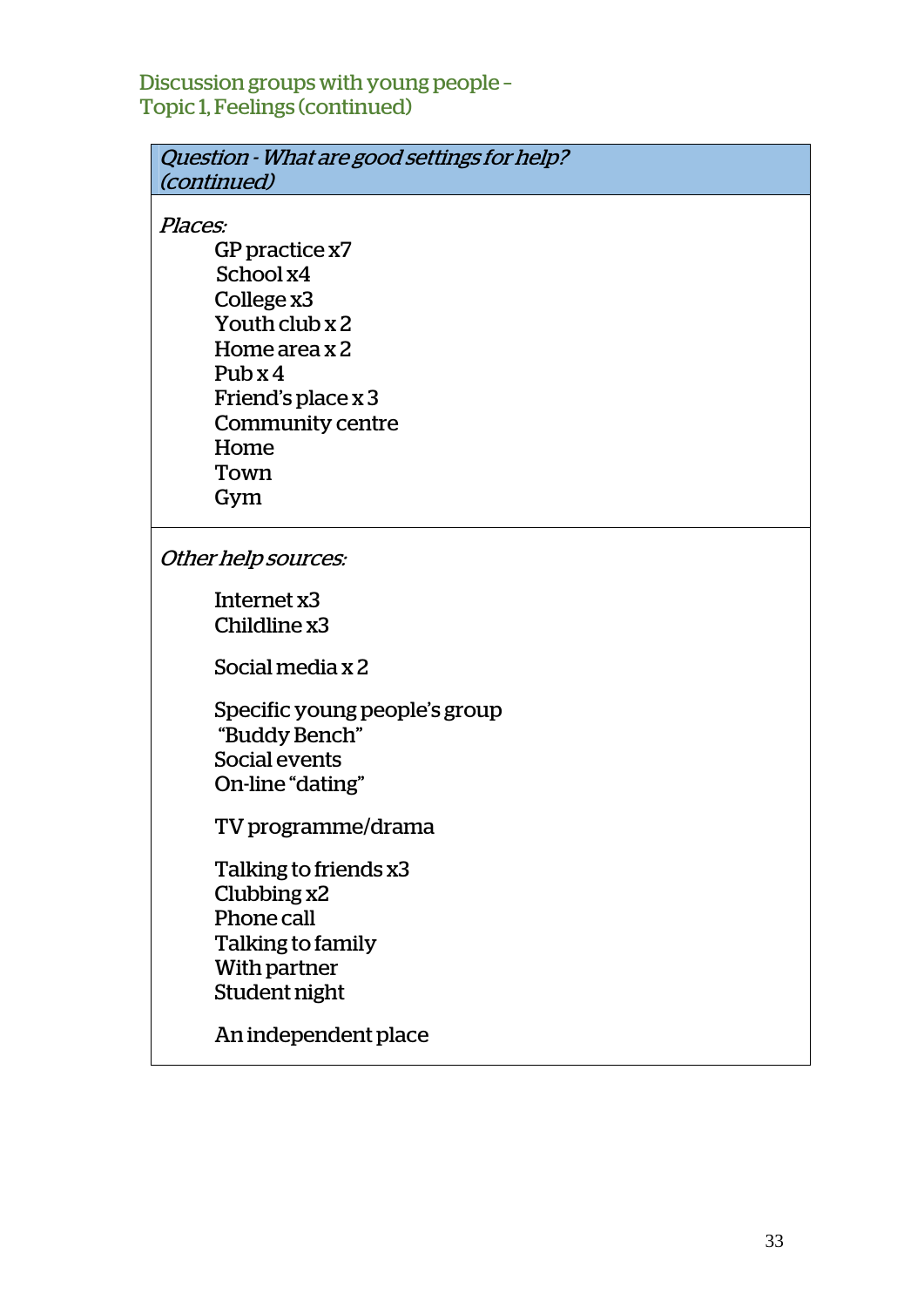## Discussion groups with young people – Topic 1, Feelings (continued)

*Question - What are good settings for help? (continued)*

*Places:*

- GP practice x7
- School x4
- College x3
- Youth club x 2
- Home area x 2
- Pub x 4
- Friend's place x 3
- Community centre
- Home
- Town
- Gym

*Other help sources:*

- Internet x3
- Childline x3

- Social media x 2

- Specific young people's group
- "Buddy Bench"
- Social events
- On-line "dating"

- TV programme/drama

- Talking to friends x3
- Clubbing x2
- Phone call
- Talking to family
- With partner
- Student night

- An independent place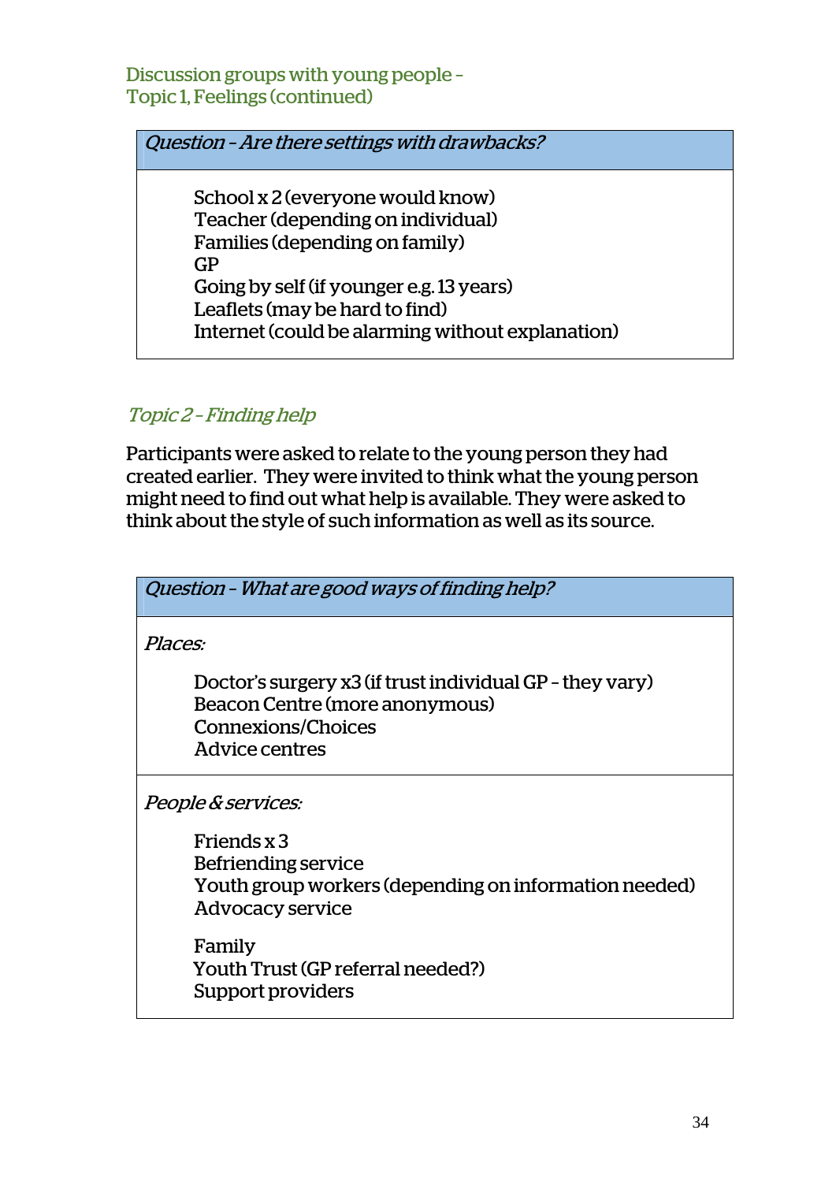Discussion groups with young people –
Topic 1, Feelings (continued)

| *Question – Are there settings with drawbacks?* |
|---|
| School x 2 (everyone would know)<br>Teacher (depending on individual)<br>Families (depending on family)<br>GP<br>Going by self (if younger e.g. 13 years)<br>Leaflets (may be hard to find)<br>Internet (could be alarming without explanation) |

## *Topic 2 – Finding help*

Participants were asked to relate to the young person they had created earlier. They were invited to think what the young person might need to find out what help is available. They were asked to think about the style of such information as well as its source.

| *Question – What are good ways of finding help?* |
|---|
| *Places:*<br><br>Doctor's surgery x3 (if trust individual GP – they vary)<br>Beacon Centre (more anonymous)<br>Connexions/Choices<br>Advice centres |
| *People & services:*<br><br>Friends x 3<br>Befriending service<br>Youth group workers (depending on information needed)<br>Advocacy service<br><br>Family<br>Youth Trust (GP referral needed?)<br>Support providers |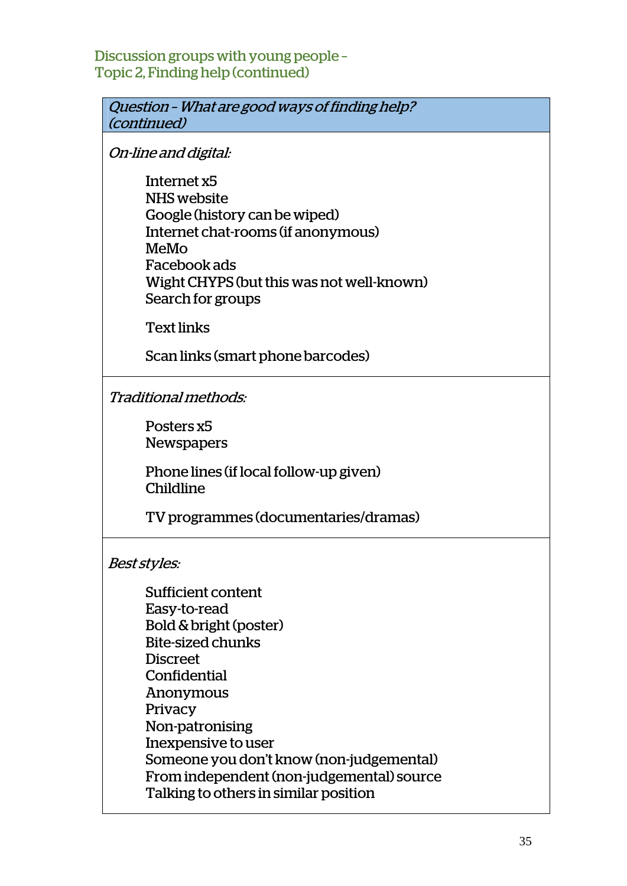## Discussion groups with young people – Topic 2, Finding help (continued)

| *Question – What are good ways of finding help? (continued)* |
|---|
| *On-line and digital:*<br><br>Internet x5<br>NHS website<br>Google (history can be wiped)<br>Internet chat-rooms (if anonymous)<br>MeMo<br>Facebook ads<br>Wight CHYPS (but this was not well-known)<br>Search for groups<br><br>Text links<br><br>Scan links (smart phone barcodes) |
| *Traditional methods:*<br><br>Posters x5<br>Newspapers<br><br>Phone lines (if local follow-up given)<br>Childline<br><br>TV programmes (documentaries/dramas) |
| *Best styles:*<br><br>Sufficient content<br>Easy-to-read<br>Bold & bright (poster)<br>Bite-sized chunks<br>Discreet<br>Confidential<br>Anonymous<br>Privacy<br>Non-patronising<br>Inexpensive to user<br>Someone you don't know (non-judgemental)<br>From independent (non-judgemental) source<br>Talking to others in similar position |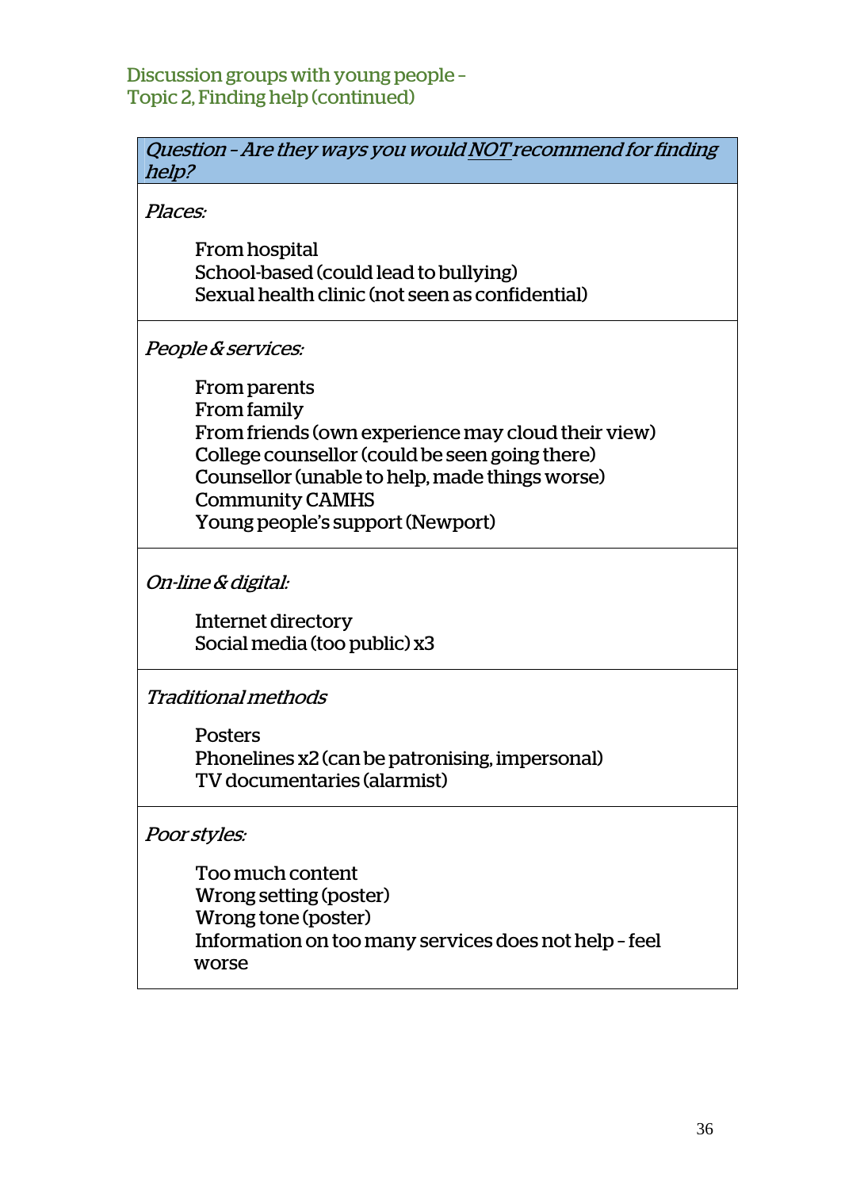## Discussion groups with young people – Topic 2, Finding help (continued)

| *Question – Are they ways you would <u>NOT</u> recommend for finding help?* |
|---|
| *Places:*<br><br>From hospital<br>School-based (could lead to bullying)<br>Sexual health clinic (not seen as confidential) |
| *People & services:*<br><br>From parents<br>From family<br>From friends (own experience may cloud their view)<br>College counsellor (could be seen going there)<br>Counsellor (unable to help, made things worse)<br>Community CAMHS<br>Young people's support (Newport) |
| *On-line & digital:*<br><br>Internet directory<br>Social media (too public) x3 |
| *Traditional methods*<br><br>Posters<br>Phonelines x2 (can be patronising, impersonal)<br>TV documentaries (alarmist) |
| *Poor styles:*<br><br>Too much content<br>Wrong setting (poster)<br>Wrong tone (poster)<br>Information on too many services does not help – feel worse |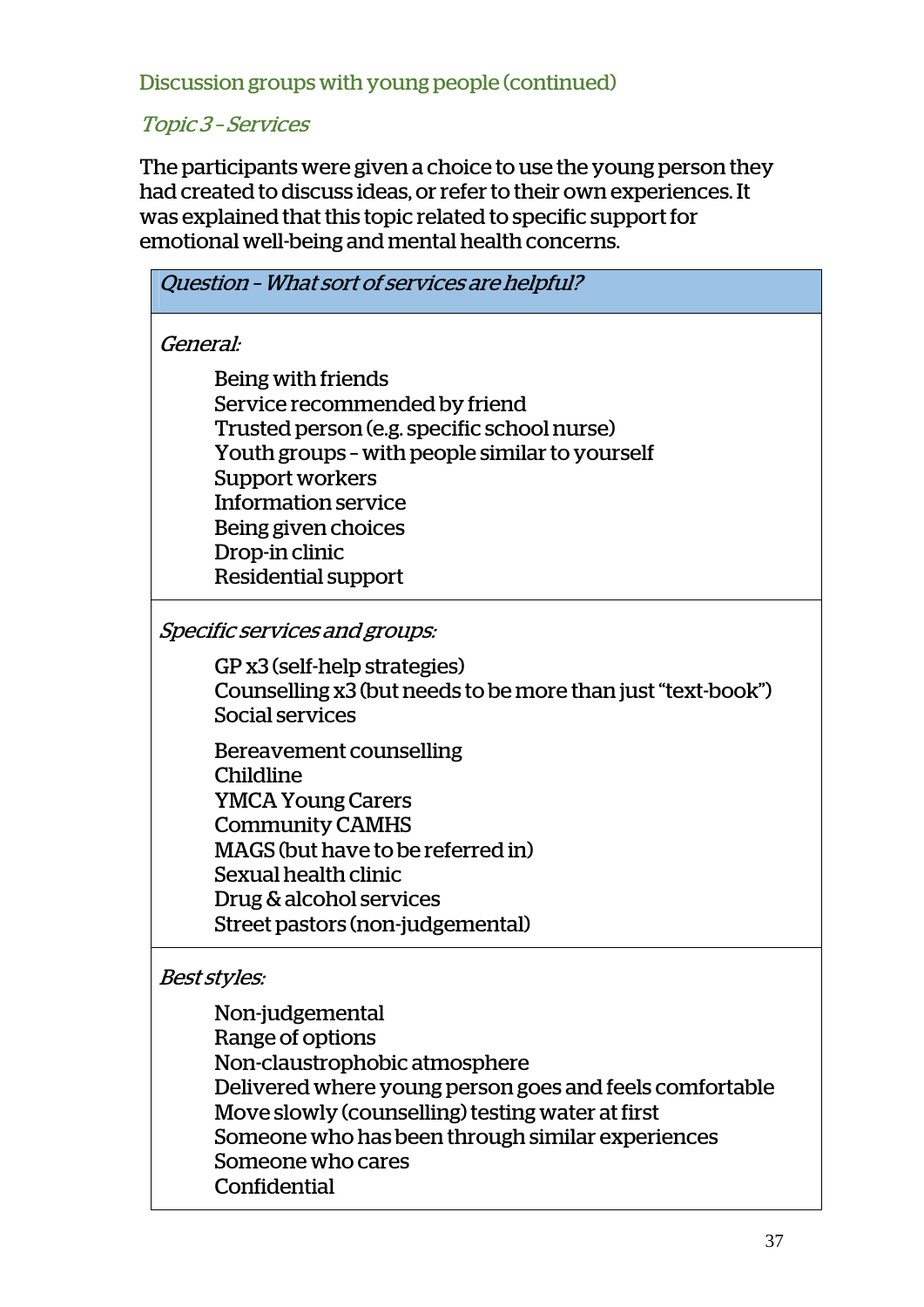## Discussion groups with young people (continued)

### *Topic 3 – Services*

The participants were given a choice to use the young person they had created to discuss ideas, or refer to their own experiences. It was explained that this topic related to specific support for emotional well-being and mental health concerns.

| *Question – What sort of services are helpful?* |
|---|
| *General:*<br><br>Being with friends<br>Service recommended by friend<br>Trusted person (e.g. specific school nurse)<br>Youth groups – with people similar to yourself<br>Support workers<br>Information service<br>Being given choices<br>Drop-in clinic<br>Residential support |
| *Specific services and groups:*<br><br>GP x3 (self-help strategies)<br>Counselling x3 (but needs to be more than just "text-book")<br>Social services<br><br>Bereavement counselling<br>Childline<br>YMCA Young Carers<br>Community CAMHS<br>MAGS (but have to be referred in)<br>Sexual health clinic<br>Drug & alcohol services<br>Street pastors (non-judgemental) |
| *Best styles:*<br><br>Non-judgemental<br>Range of options<br>Non-claustrophobic atmosphere<br>Delivered where young person goes and feels comfortable<br>Move slowly (counselling) testing water at first<br>Someone who has been through similar experiences<br>Someone who cares<br>Confidential |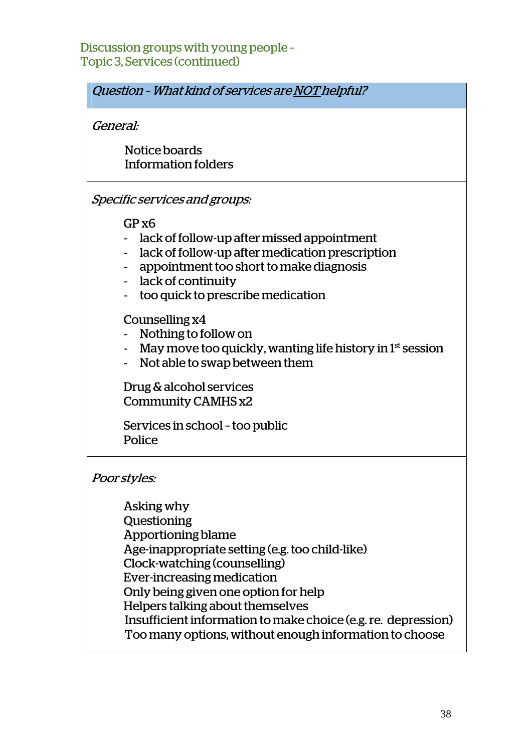## Discussion groups with young people – Topic 3, Services (continued)

*Question – What kind of services are NOT helpful?*

*General:*

Notice boards
Information folders

*Specific services and groups:*

GP x6

- lack of follow-up after missed appointment
- lack of follow-up after medication prescription
- appointment too short to make diagnosis
- lack of continuity
- too quick to prescribe medication

Counselling x4

- Nothing to follow on
- May move too quickly, wanting life history in 1st session
- Not able to swap between them

Drug & alcohol services
Community CAMHS x2

Services in school – too public
Police

*Poor styles:*

Asking why
Questioning
Apportioning blame
Age-inappropriate setting (e.g. too child-like)
Clock-watching (counselling)
Ever-increasing medication
Only being given one option for help
Helpers talking about themselves
Insufficient information to make choice (e.g. re. depression)
Too many options, without enough information to choose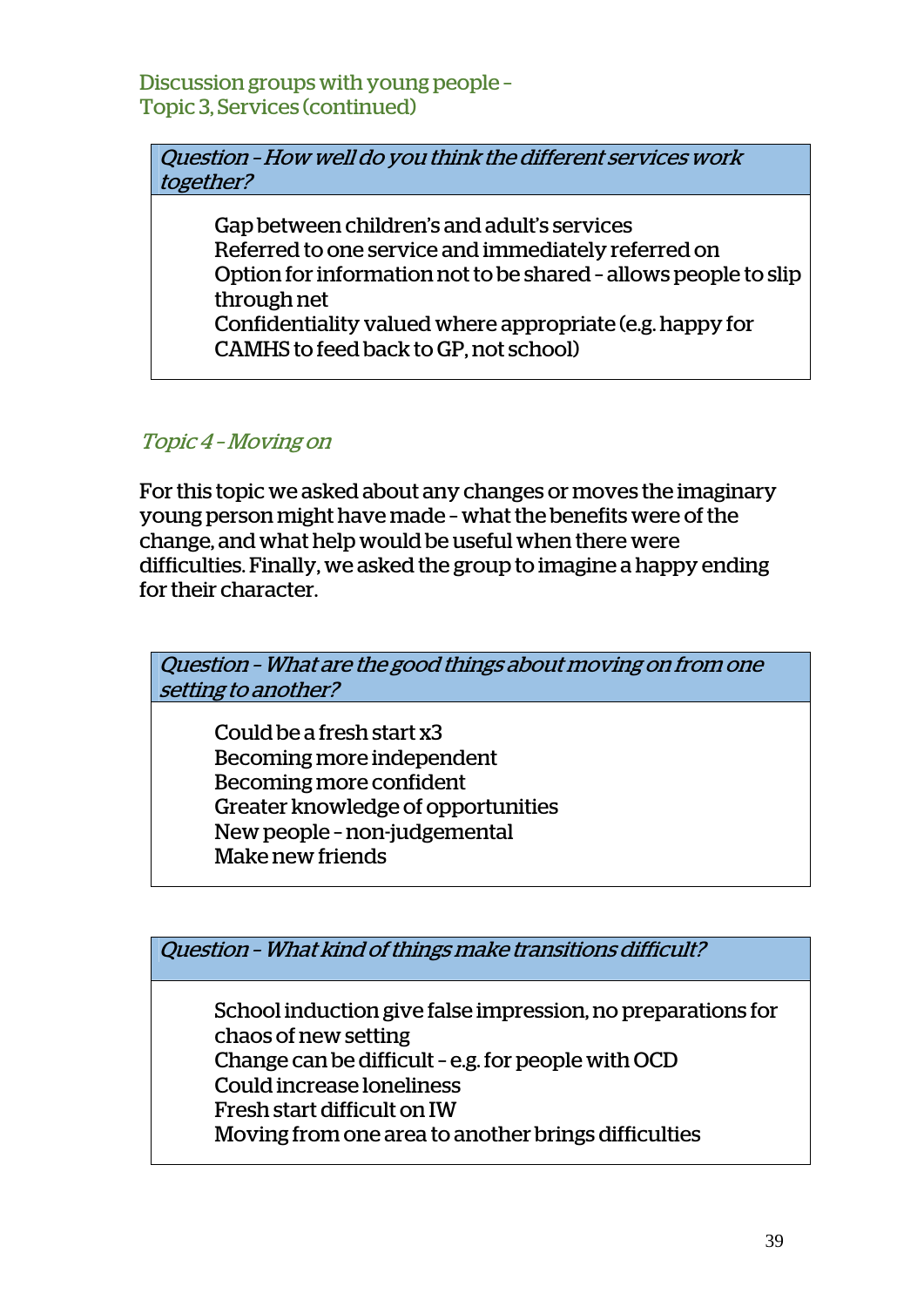### Discussion groups with young people – Topic 3, Services (continued)

| *Question – How well do you think the different services work together?* |
|---|
| Gap between children's and adult's services<br>Referred to one service and immediately referred on<br>Option for information not to be shared – allows people to slip through net<br>Confidentiality valued where appropriate (e.g. happy for CAMHS to feed back to GP, not school) |

### *Topic 4 – Moving on*

For this topic we asked about any changes or moves the imaginary young person might have made – what the benefits were of the change, and what help would be useful when there were difficulties. Finally, we asked the group to imagine a happy ending for their character.

| *Question – What are the good things about moving on from one setting to another?* |
|---|
| Could be a fresh start x3<br>Becoming more independent<br>Becoming more confident<br>Greater knowledge of opportunities<br>New people – non-judgemental<br>Make new friends |

| *Question – What kind of things make transitions difficult?* |
|---|
| School induction give false impression, no preparations for chaos of new setting<br>Change can be difficult – e.g. for people with OCD<br>Could increase loneliness<br>Fresh start difficult on IW<br>Moving from one area to another brings difficulties |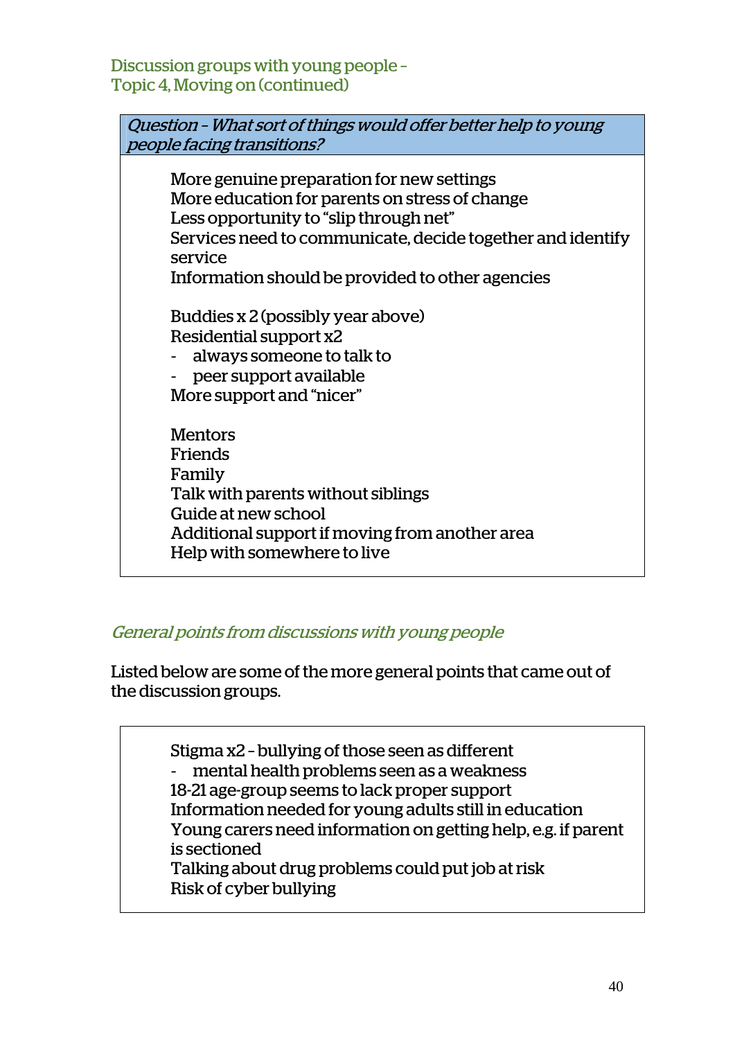## Discussion groups with young people – Topic 4, Moving on (continued)

| *Question – What sort of things would offer better help to young people facing transitions?* |
| --- |
| More genuine preparation for new settings<br>More education for parents on stress of change<br>Less opportunity to "slip through net"<br>Services need to communicate, decide together and identify service<br>Information should be provided to other agencies<br><br>Buddies x 2 (possibly year above)<br>Residential support x2<br>- always someone to talk to<br>- peer support available<br>More support and "nicer"<br><br>Mentors<br>Friends<br>Family<br>Talk with parents without siblings<br>Guide at new school<br>Additional support if moving from another area<br>Help with somewhere to live |

### *General points from discussions with young people*

Listed below are some of the more general points that came out of the discussion groups.

Stigma x2 – bullying of those seen as different
- mental health problems seen as a weakness

18-21 age-group seems to lack proper support
Information needed for young adults still in education
Young carers need information on getting help, e.g. if parent is sectioned
Talking about drug problems could put job at risk
Risk of cyber bullying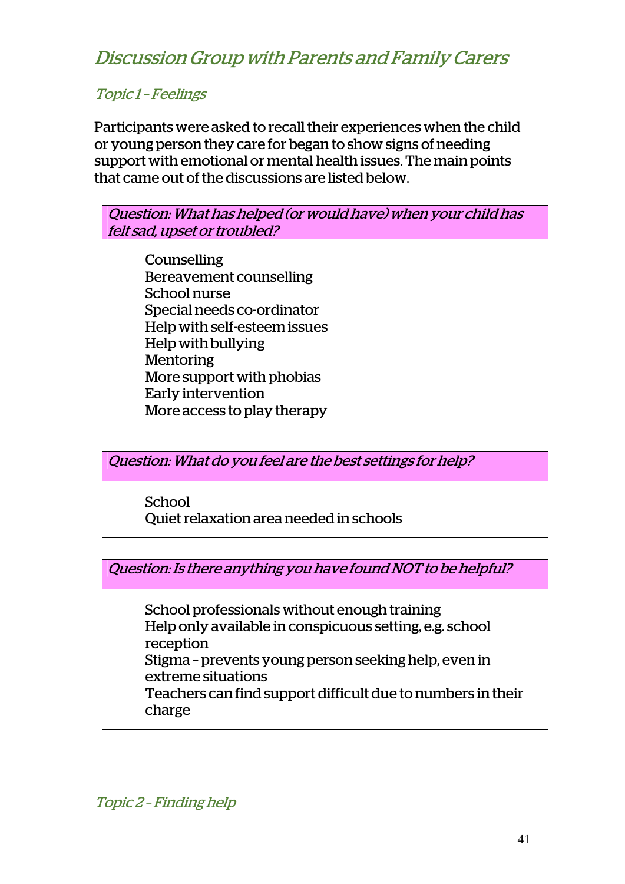## *Discussion Group with Parents and Family Carers*

### *Topic 1 – Feelings*

Participants were asked to recall their experiences when the child or young person they care for began to show signs of needing support with emotional or mental health issues. The main points that came out of the discussions are listed below.

*Question: What has helped (or would have) when your child has felt sad, upset or troubled?*

- Counselling
- Bereavement counselling
- School nurse
- Special needs co-ordinator
- Help with self-esteem issues
- Help with bullying
- Mentoring
- More support with phobias
- Early intervention
- More access to play therapy

*Question: What do you feel are the best settings for help?*

- School
- Quiet relaxation area needed in schools

*Question: Is there anything you have found <u>NOT</u> to be helpful?*

- School professionals without enough training
- Help only available in conspicuous setting, e.g. school reception
- Stigma – prevents young person seeking help, even in extreme situations
- Teachers can find support difficult due to numbers in their charge

### *Topic 2 – Finding help*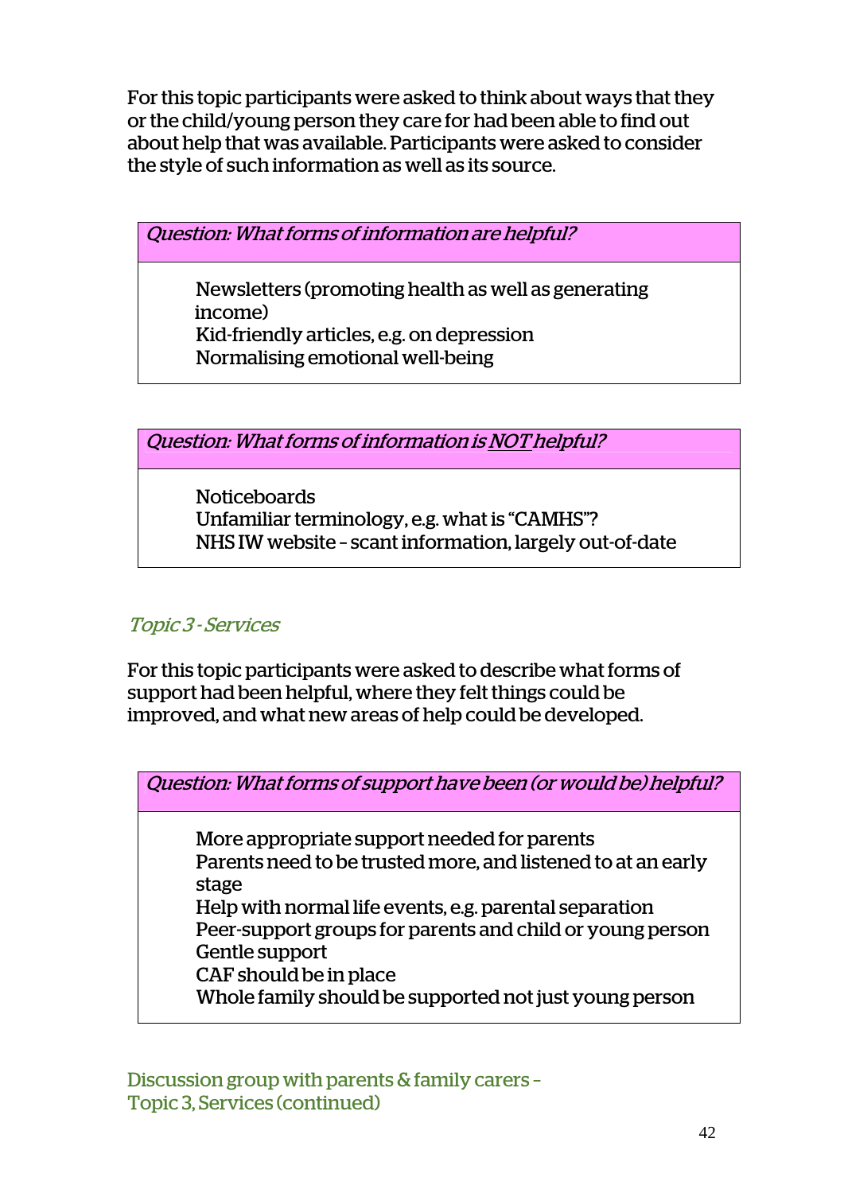For this topic participants were asked to think about ways that they or the child/young person they care for had been able to find out about help that was available. Participants were asked to consider the style of such information as well as its source.

| *Question: What forms of information are helpful?* |
|---|
| Newsletters (promoting health as well as generating income)<br>Kid-friendly articles, e.g. on depression<br>Normalising emotional well-being |

| *Question: What forms of information is NOT helpful?* |
|---|
| Noticeboards<br>Unfamiliar terminology, e.g. what is "CAMHS"?<br>NHS IW website – scant information, largely out-of-date |

## *Topic 3 - Services*

For this topic participants were asked to describe what forms of support had been helpful, where they felt things could be improved, and what new areas of help could be developed.

| *Question: What forms of support have been (or would be) helpful?* |
|---|
| More appropriate support needed for parents<br>Parents need to be trusted more, and listened to at an early stage<br>Help with normal life events, e.g. parental separation<br>Peer-support groups for parents and child or young person<br>Gentle support<br>CAF should be in place<br>Whole family should be supported not just young person |

Discussion group with parents & family carers – Topic 3, Services (continued)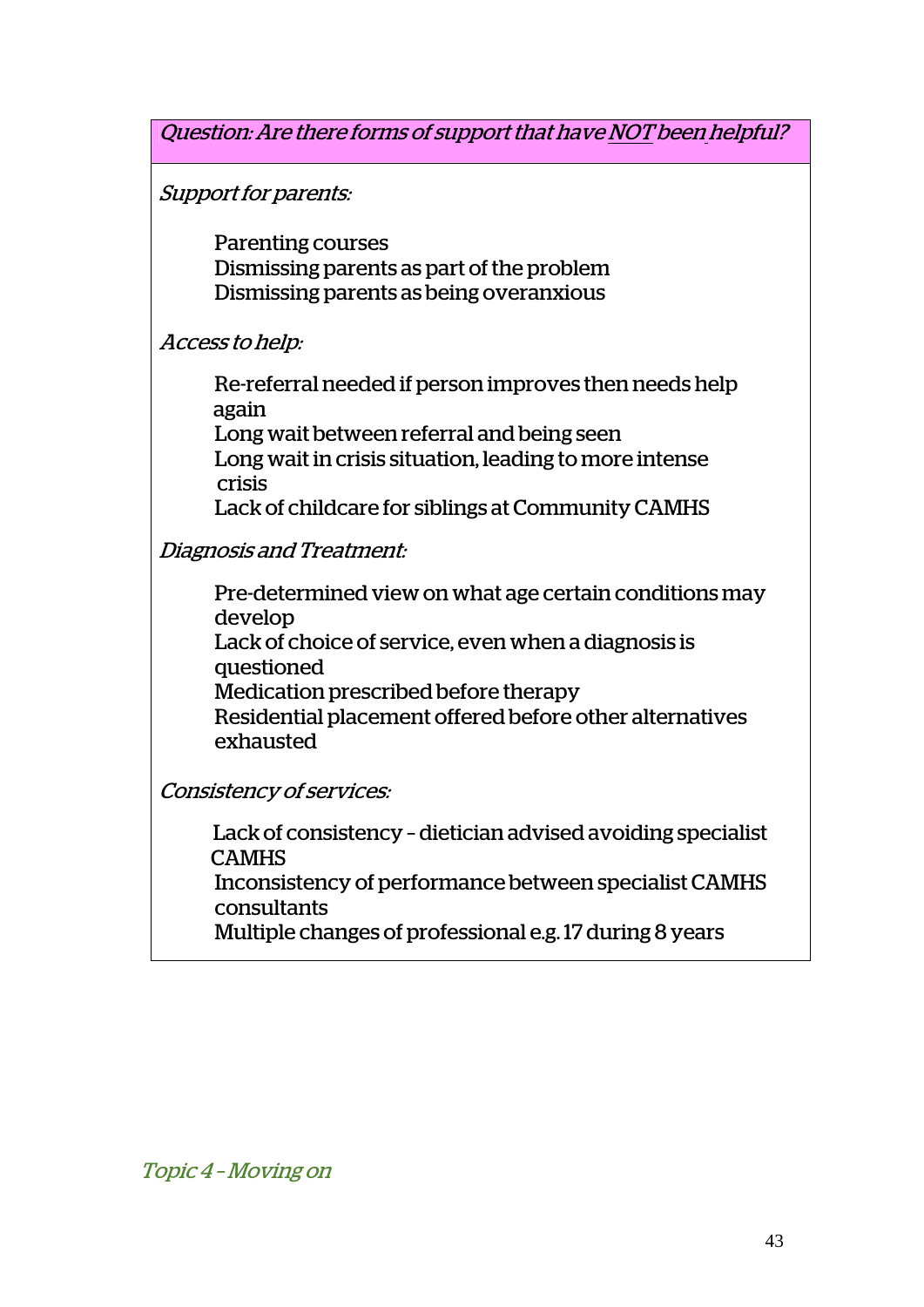*Question: Are there forms of support that have NOT been helpful?*

*Support for parents:*

- Parenting courses
- Dismissing parents as part of the problem
- Dismissing parents as being overanxious

*Access to help:*

- Re-referral needed if person improves then needs help again
- Long wait between referral and being seen
- Long wait in crisis situation, leading to more intense crisis
- Lack of childcare for siblings at Community CAMHS

*Diagnosis and Treatment:*

- Pre-determined view on what age certain conditions may develop
- Lack of choice of service, even when a diagnosis is questioned
- Medication prescribed before therapy
- Residential placement offered before other alternatives exhausted

*Consistency of services:*

- Lack of consistency – dietician advised avoiding specialist CAMHS
- Inconsistency of performance between specialist CAMHS consultants
- Multiple changes of professional e.g. 17 during 8 years

## *Topic 4 – Moving on*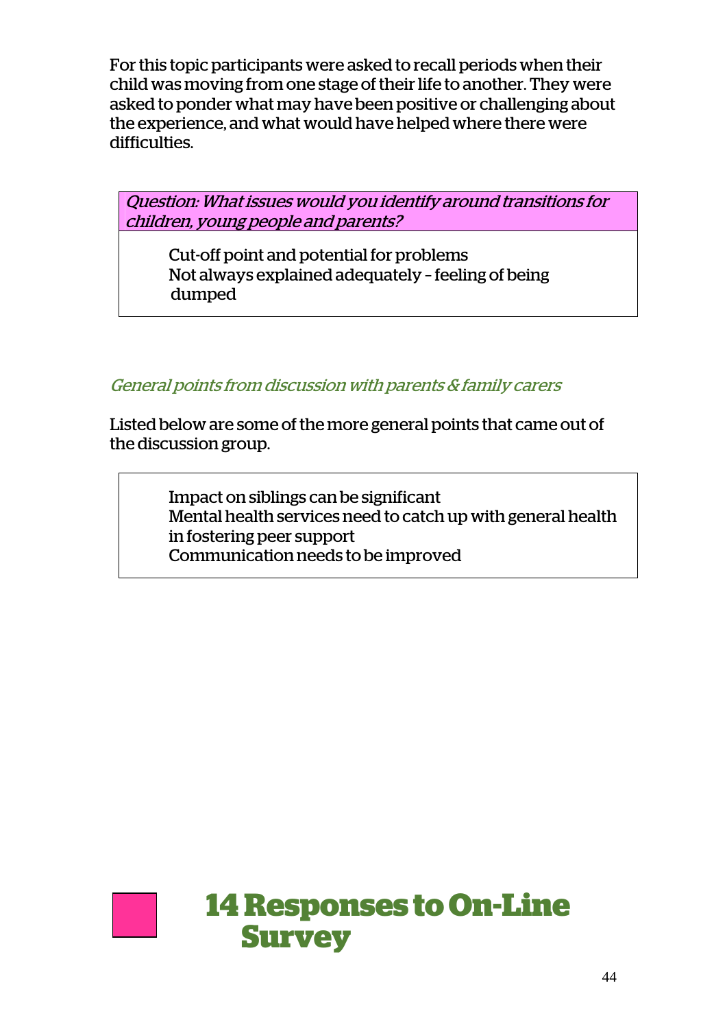For this topic participants were asked to recall periods when their child was moving from one stage of their life to another. They were asked to ponder what may have been positive or challenging about the experience, and what would have helped where there were difficulties.

*Question: What issues would you identify around transitions for children, young people and parents?*

- Cut-off point and potential for problems
- Not always explained adequately – feeling of being dumped

*General points from discussion with parents & family carers*

Listed below are some of the more general points that came out of the discussion group.

- Impact on siblings can be significant
- Mental health services need to catch up with general health in fostering peer support
- Communication needs to be improved

# 14 Responses to On-Line Survey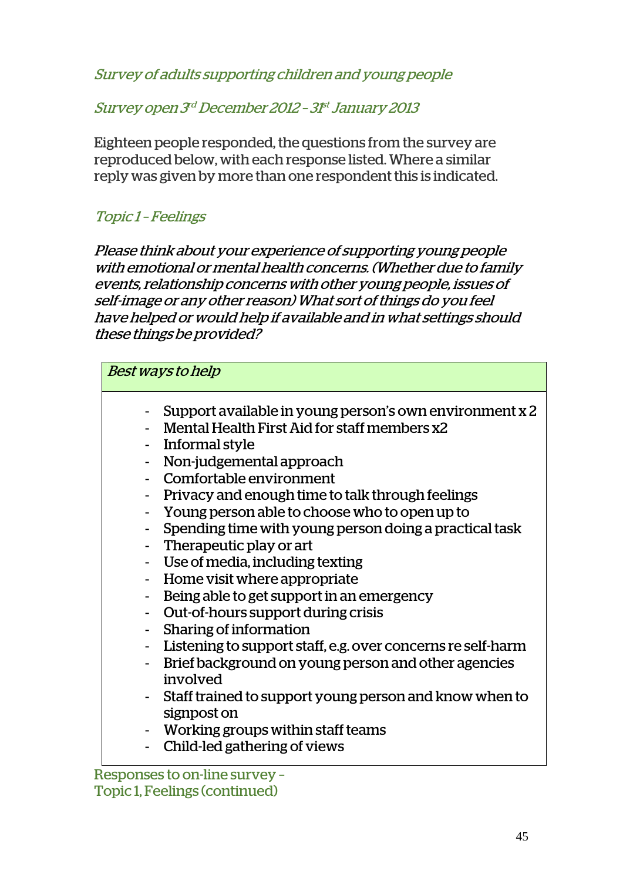## *Survey of adults supporting children and young people*

## *Survey open 3rd December 2012 – 31st January 2013*

Eighteen people responded, the questions from the survey are reproduced below, with each response listed. Where a similar reply was given by more than one respondent this is indicated.

### *Topic 1 – Feelings*

*Please think about your experience of supporting young people with emotional or mental health concerns. (Whether due to family events, relationship concerns with other young people, issues of self-image or any other reason) What sort of things do you feel have helped or would help if available and in what settings should these things be provided?*

| *Best ways to help* |
|---|
| - Support available in young person's own environment x 2<br>- Mental Health First Aid for staff members x2<br>- Informal style<br>- Non-judgemental approach<br>- Comfortable environment<br>- Privacy and enough time to talk through feelings<br>- Young person able to choose who to open up to<br>- Spending time with young person doing a practical task<br>- Therapeutic play or art<br>- Use of media, including texting<br>- Home visit where appropriate<br>- Being able to get support in an emergency<br>- Out-of-hours support during crisis<br>- Sharing of information<br>- Listening to support staff, e.g. over concerns re self-harm<br>- Brief background on young person and other agencies involved<br>- Staff trained to support young person and know when to signpost on<br>- Working groups within staff teams<br>- Child-led gathering of views |

Responses to on-line survey –
Topic 1, Feelings (continued)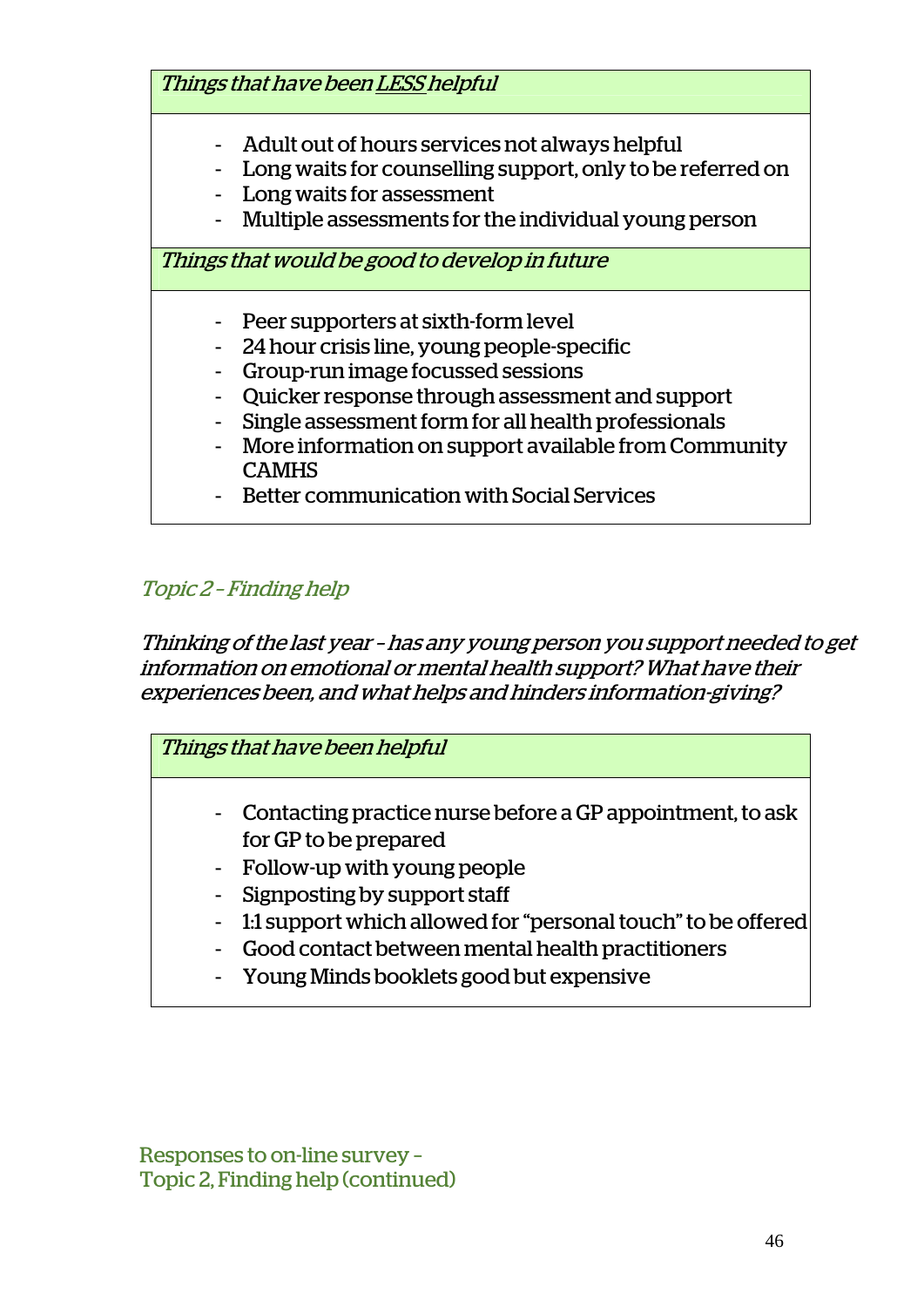| *Things that have been <u>LESS</u> helpful* |
|---|
| - Adult out of hours services not always helpful<br>- Long waits for counselling support, only to be referred on<br>- Long waits for assessment<br>- Multiple assessments for the individual young person |
| *Things that would be good to develop in future* |
| - Peer supporters at sixth-form level<br>- 24 hour crisis line, young people-specific<br>- Group-run image focussed sessions<br>- Quicker response through assessment and support<br>- Single assessment form for all health professionals<br>- More information on support available from Community CAMHS<br>- Better communication with Social Services |

## *Topic 2 – Finding help*

*Thinking of the last year – has any young person you support needed to get information on emotional or mental health support? What have their experiences been, and what helps and hinders information-giving?*

| *Things that have been helpful* |
|---|
| - Contacting practice nurse before a GP appointment, to ask for GP to be prepared<br>- Follow-up with young people<br>- Signposting by support staff<br>- 1:1 support which allowed for "personal touch" to be offered<br>- Good contact between mental health practitioners<br>- Young Minds booklets good but expensive |

## Responses to on-line survey – Topic 2, Finding help (continued)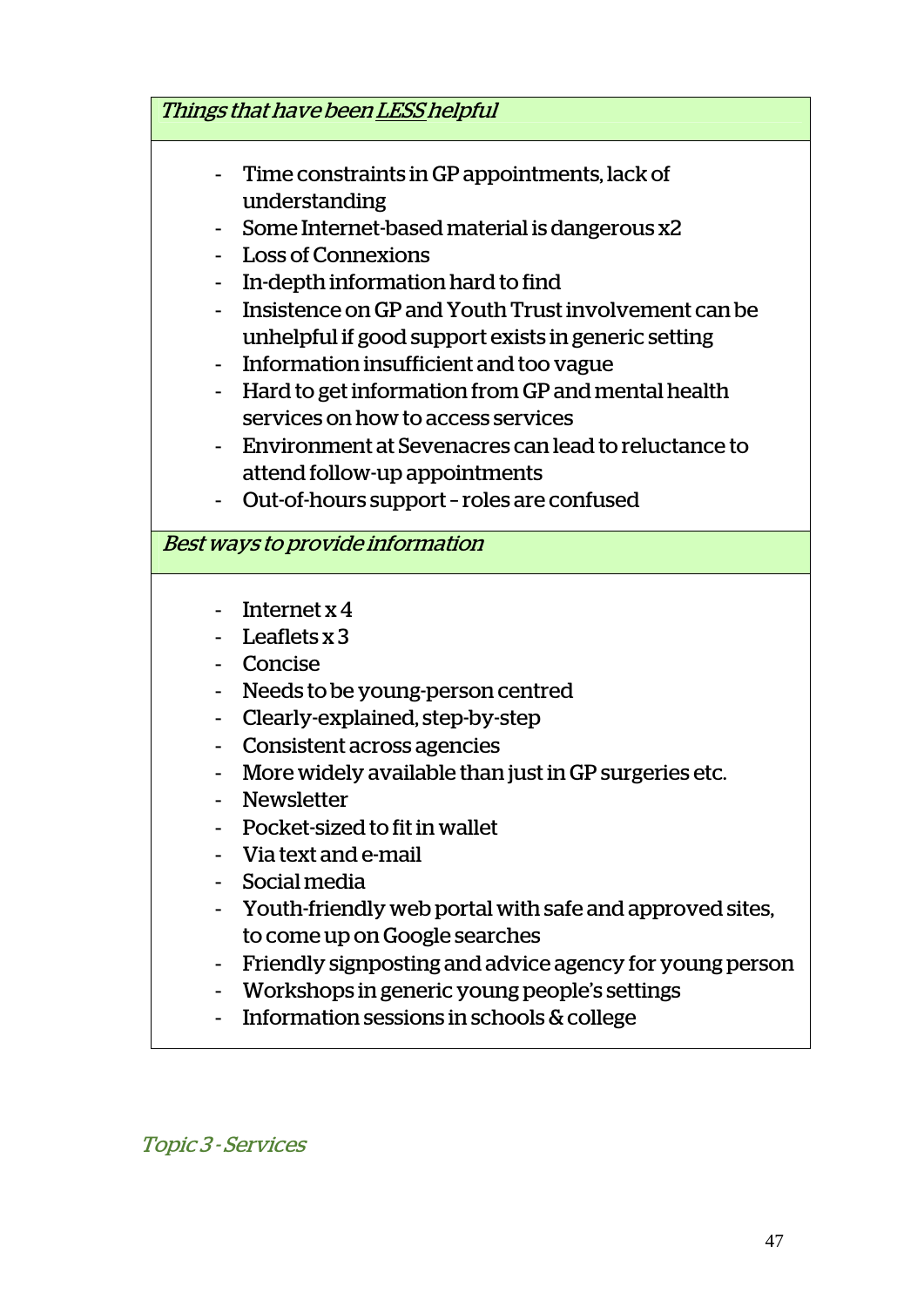| *Things that have been <u>LESS</u> helpful* |
|---|
| - Time constraints in GP appointments, lack of understanding<br>- Some Internet-based material is dangerous x2<br>- Loss of Connexions<br>- In-depth information hard to find<br>- Insistence on GP and Youth Trust involvement can be unhelpful if good support exists in generic setting<br>- Information insufficient and too vague<br>- Hard to get information from GP and mental health services on how to access services<br>- Environment at Sevenacres can lead to reluctance to attend follow-up appointments<br>- Out-of-hours support – roles are confused |
| *Best ways to provide information* |
| - Internet x 4<br>- Leaflets x 3<br>- Concise<br>- Needs to be young-person centred<br>- Clearly-explained, step-by-step<br>- Consistent across agencies<br>- More widely available than just in GP surgeries etc.<br>- Newsletter<br>- Pocket-sized to fit in wallet<br>- Via text and e-mail<br>- Social media<br>- Youth-friendly web portal with safe and approved sites, to come up on Google searches<br>- Friendly signposting and advice agency for young person<br>- Workshops in generic young people's settings<br>- Information sessions in schools & college |

## *Topic 3 - Services*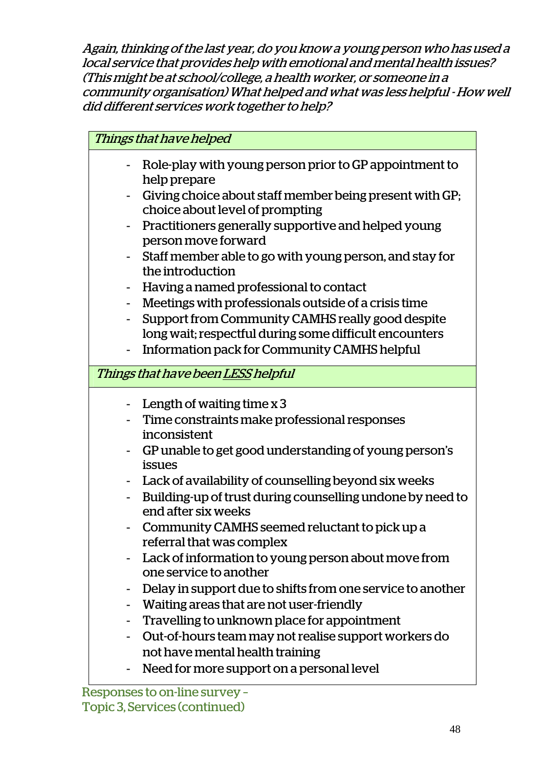*Again, thinking of the last year, do you know a young person who has used a local service that provides help with emotional and mental health issues? (This might be at school/college, a health worker, or someone in a community organisation) What helped and what was less helpful - How well did different services work together to help?*

| *Things that have helped* |
| --- |
| - Role-play with young person prior to GP appointment to help prepare<br>- Giving choice about staff member being present with GP; choice about level of prompting<br>- Practitioners generally supportive and helped young person move forward<br>- Staff member able to go with young person, and stay for the introduction<br>- Having a named professional to contact<br>- Meetings with professionals outside of a crisis time<br>- Support from Community CAMHS really good despite long wait; respectful during some difficult encounters<br>- Information pack for Community CAMHS helpful |
| *Things that have been <u>LESS</u> helpful* |
| - Length of waiting time x 3<br>- Time constraints make professional responses inconsistent<br>- GP unable to get good understanding of young person's issues<br>- Lack of availability of counselling beyond six weeks<br>- Building-up of trust during counselling undone by need to end after six weeks<br>- Community CAMHS seemed reluctant to pick up a referral that was complex<br>- Lack of information to young person about move from one service to another<br>- Delay in support due to shifts from one service to another<br>- Waiting areas that are not user-friendly<br>- Travelling to unknown place for appointment<br>- Out-of-hours team may not realise support workers do not have mental health training<br>- Need for more support on a personal level |

Responses to on-line survey – Topic 3, Services (continued)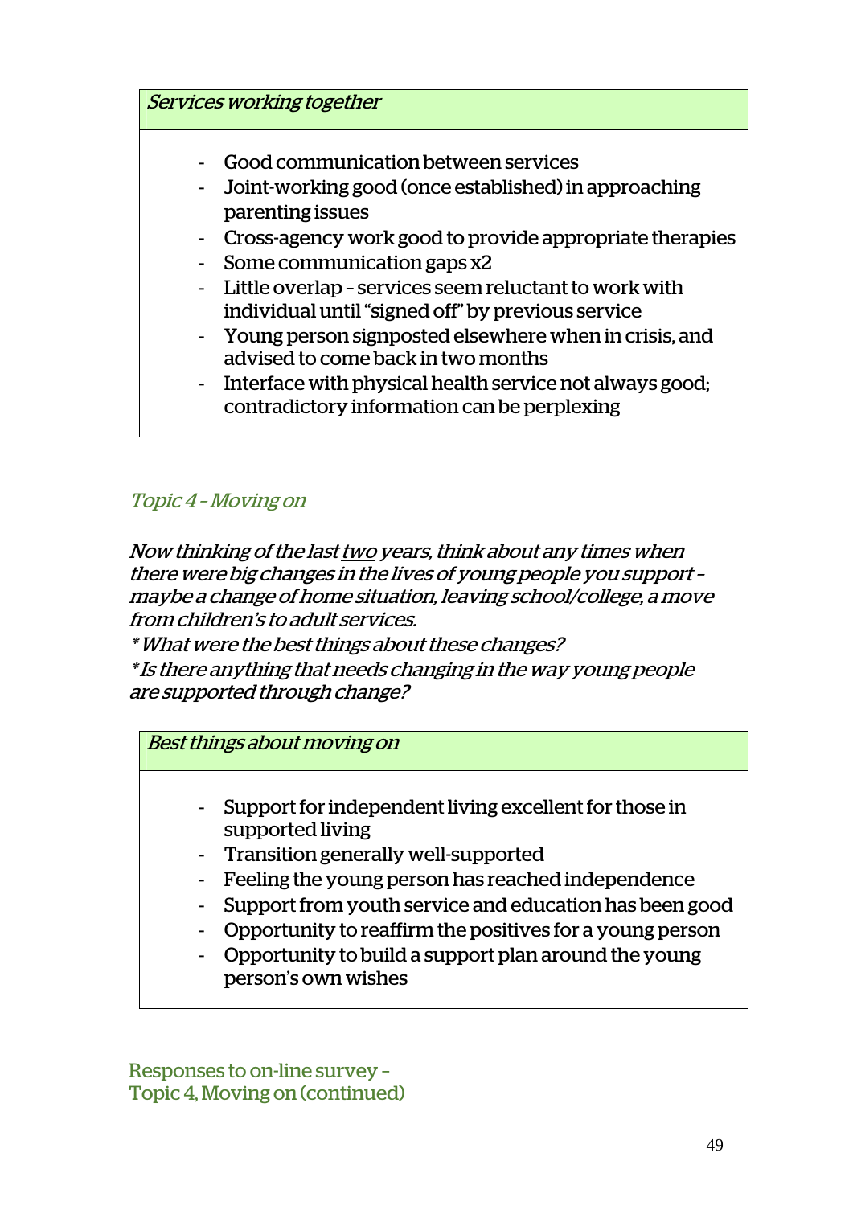| *Services working together* |
|---|
| - Good communication between services<br>- Joint-working good (once established) in approaching parenting issues<br>- Cross-agency work good to provide appropriate therapies<br>- Some communication gaps x2<br>- Little overlap – services seem reluctant to work with individual until "signed off" by previous service<br>- Young person signposted elsewhere when in crisis, and advised to come back in two months<br>- Interface with physical health service not always good; contradictory information can be perplexing |

## *Topic 4 – Moving on*

*Now thinking of the last two years, think about any times when there were big changes in the lives of young people you support – maybe a change of home situation, leaving school/college, a move from children's to adult services.*
*\* What were the best things about these changes?*
*\*Is there anything that needs changing in the way young people are supported through change?*

| *Best things about moving on* |
|---|
| - Support for independent living excellent for those in supported living<br>- Transition generally well-supported<br>- Feeling the young person has reached independence<br>- Support from youth service and education has been good<br>- Opportunity to reaffirm the positives for a young person<br>- Opportunity to build a support plan around the young person's own wishes |

## Responses to on-line survey – Topic 4, Moving on (continued)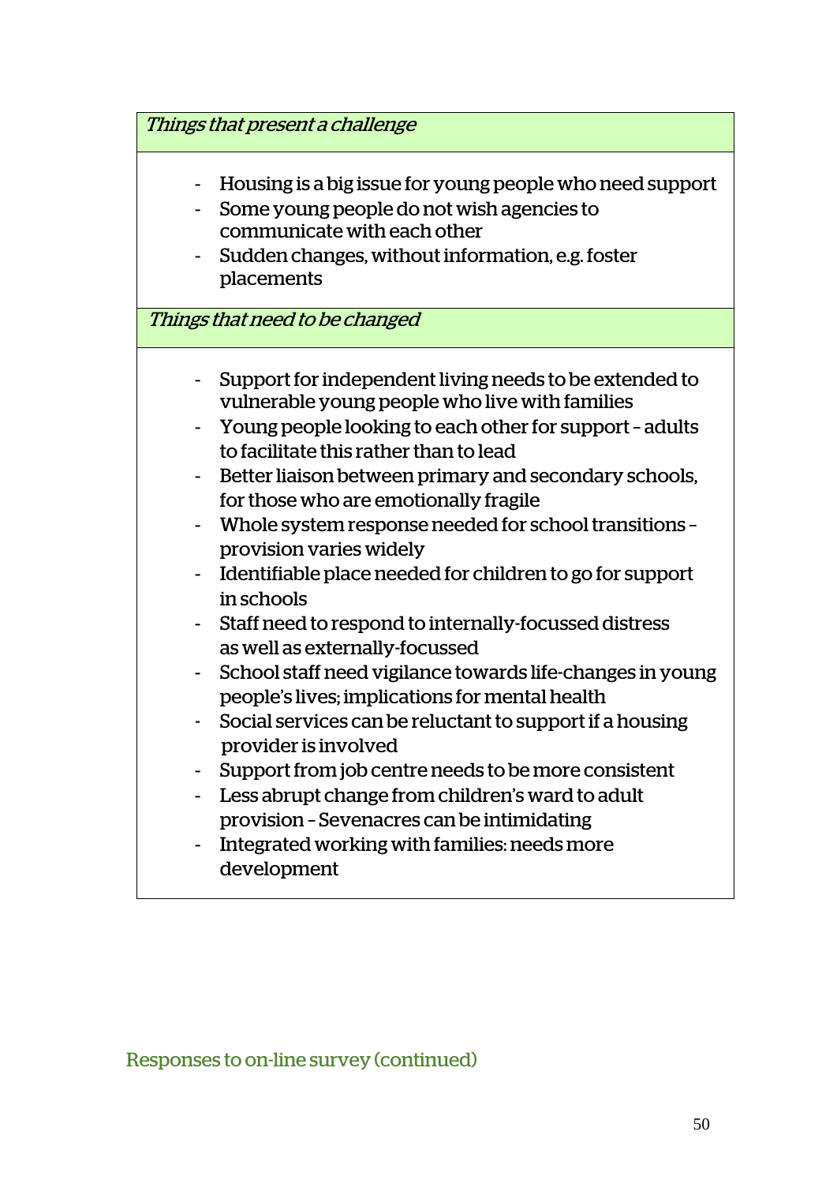| *Things that present a challenge* |
|---|
| - Housing is a big issue for young people who need support<br>- Some young people do not wish agencies to communicate with each other<br>- Sudden changes, without information, e.g. foster placements |
| *Things that need to be changed* |
| - Support for independent living needs to be extended to vulnerable young people who live with families<br>- Young people looking to each other for support – adults to facilitate this rather than to lead<br>- Better liaison between primary and secondary schools, for those who are emotionally fragile<br>- Whole system response needed for school transitions – provision varies widely<br>- Identifiable place needed for children to go for support in schools<br>- Staff need to respond to internally-focussed distress as well as externally-focussed<br>- School staff need vigilance towards life-changes in young people's lives; implications for mental health<br>- Social services can be reluctant to support if a housing provider is involved<br>- Support from job centre needs to be more consistent<br>- Less abrupt change from children's ward to adult provision – Sevenacres can be intimidating<br>- Integrated working with families: needs more development |

Responses to on-line survey (continued)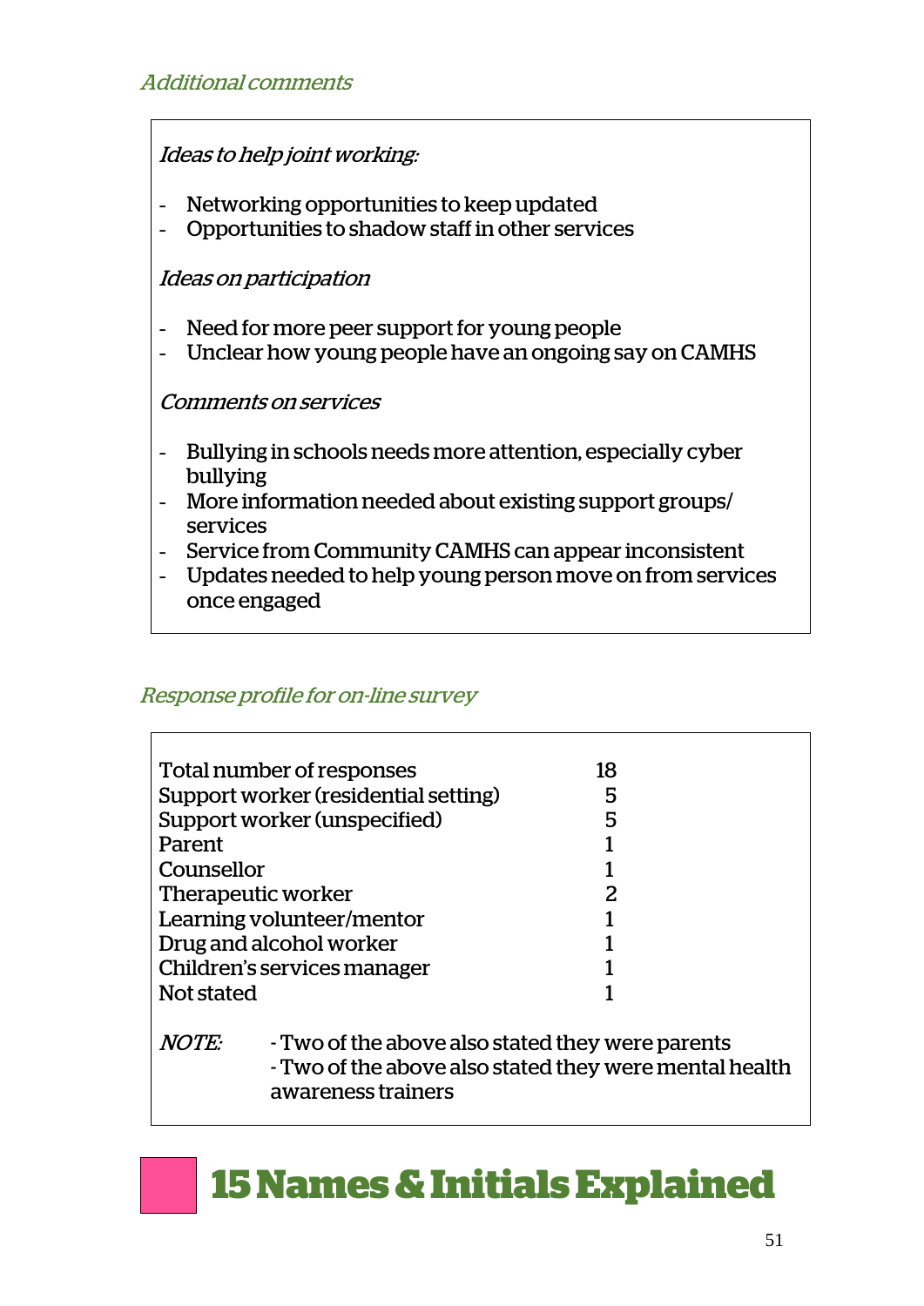*Additional comments*

*Ideas to help joint working:*

- Networking opportunities to keep updated
- Opportunities to shadow staff in other services

*Ideas on participation*

- Need for more peer support for young people
- Unclear how young people have an ongoing say on CAMHS

*Comments on services*

- Bullying in schools needs more attention, especially cyber bullying
- More information needed about existing support groups/ services
- Service from Community CAMHS can appear inconsistent
- Updates needed to help young person move on from services once engaged

*Response profile for on-line survey*

| | |
|---|---|
| Total number of responses | 18 |
| Support worker (residential setting) | 5 |
| Support worker (unspecified) | 5 |
| Parent | 1 |
| Counsellor | 1 |
| Therapeutic worker | 2 |
| Learning volunteer/mentor | 1 |
| Drug and alcohol worker | 1 |
| Children's services manager | 1 |
| Not stated | 1 |

*NOTE:*
- Two of the above also stated they were parents
- Two of the above also stated they were mental health awareness trainers

# 15 Names & Initials Explained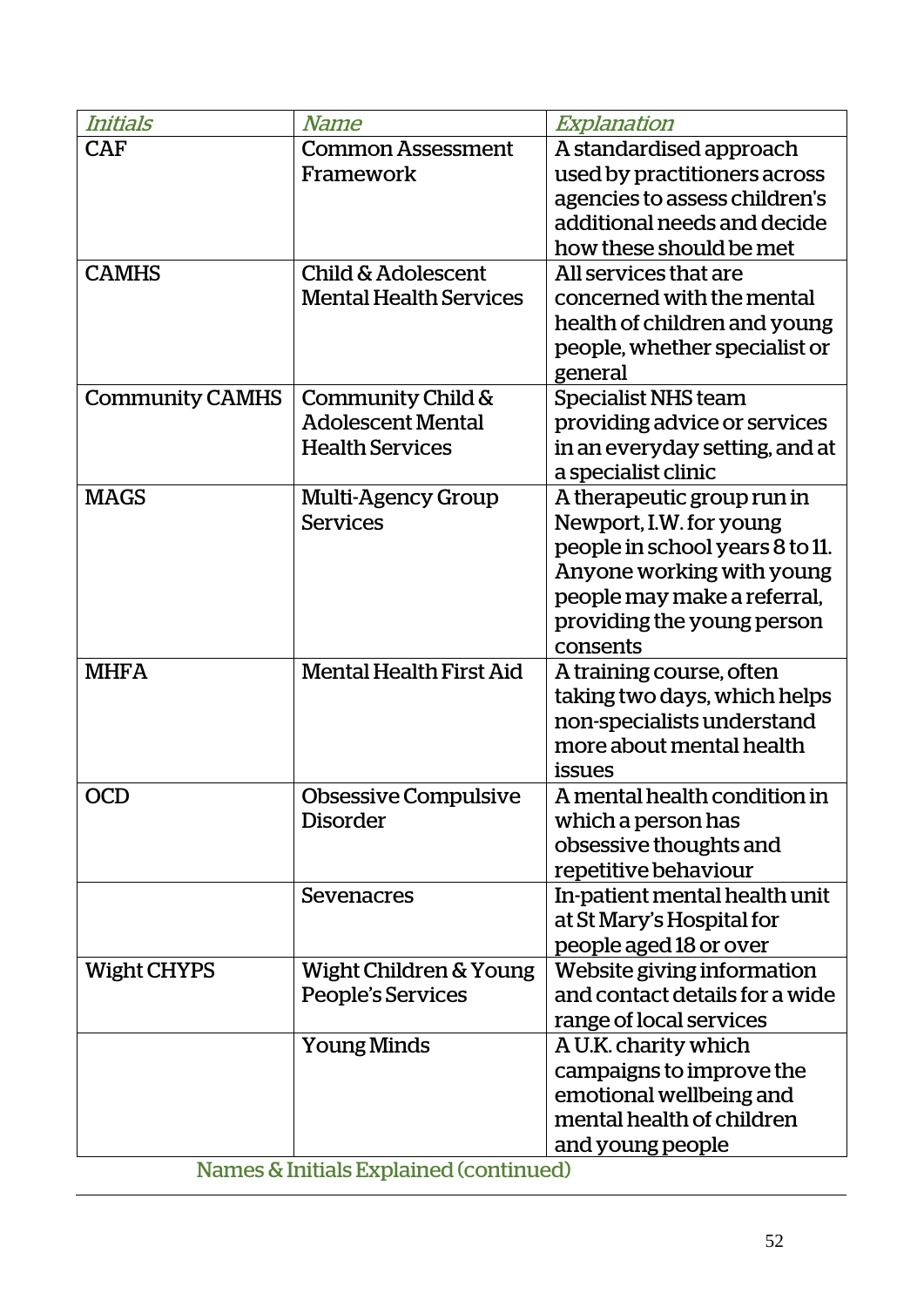| *Initials* | *Name* | *Explanation* |
|---|---|---|
| CAF | Common Assessment Framework | A standardised approach used by practitioners across agencies to assess children's additional needs and decide how these should be met |
| CAMHS | Child & Adolescent Mental Health Services | All services that are concerned with the mental health of children and young people, whether specialist or general |
| Community CAMHS | Community Child & Adolescent Mental Health Services | Specialist NHS team providing advice or services in an everyday setting, and at a specialist clinic |
| MAGS | Multi-Agency Group Services | A therapeutic group run in Newport, I.W. for young people in school years 8 to 11. Anyone working with young people may make a referral, providing the young person consents |
| MHFA | Mental Health First Aid | A training course, often taking two days, which helps non-specialists understand more about mental health issues |
| OCD | Obsessive Compulsive Disorder | A mental health condition in which a person has obsessive thoughts and repetitive behaviour |
| | Sevenacres | In-patient mental health unit at St Mary's Hospital for people aged 18 or over |
| Wight CHYPS | Wight Children & Young People's Services | Website giving information and contact details for a wide range of local services |
| | Young Minds | A U.K. charity which campaigns to improve the emotional wellbeing and mental health of children and young people |

Names & Initials Explained (continued)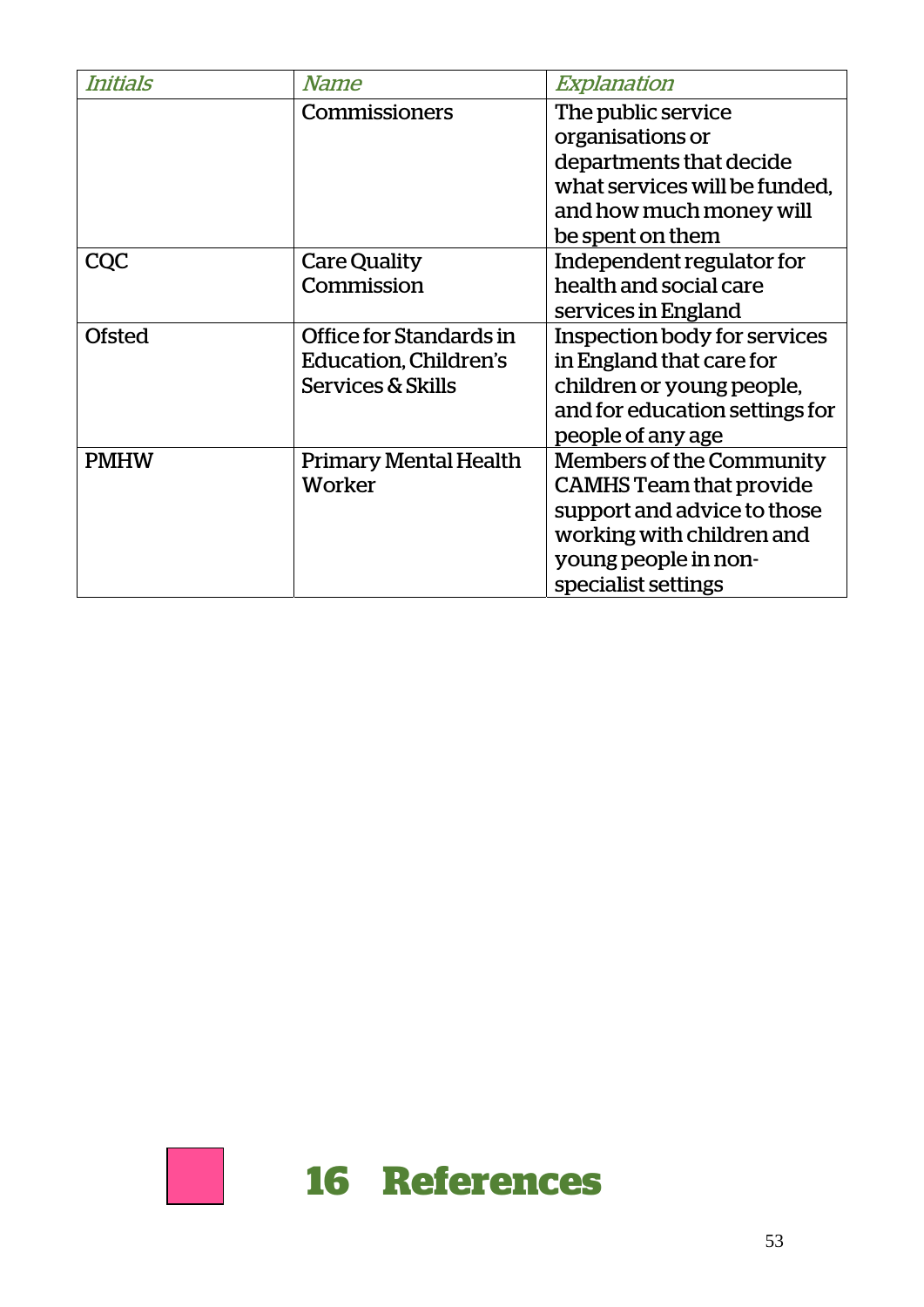| *Initials* | *Name* | *Explanation* |
|---|---|---|
| | Commissioners | The public service organisations or departments that decide what services will be funded, and how much money will be spent on them |
| CQC | Care Quality Commission | Independent regulator for health and social care services in England |
| Ofsted | Office for Standards in Education, Children's Services & Skills | Inspection body for services in England that care for children or young people, and for education settings for people of any age |
| PMHW | Primary Mental Health Worker | Members of the Community CAMHS Team that provide support and advice to those working with children and young people in non-specialist settings |

# 16 References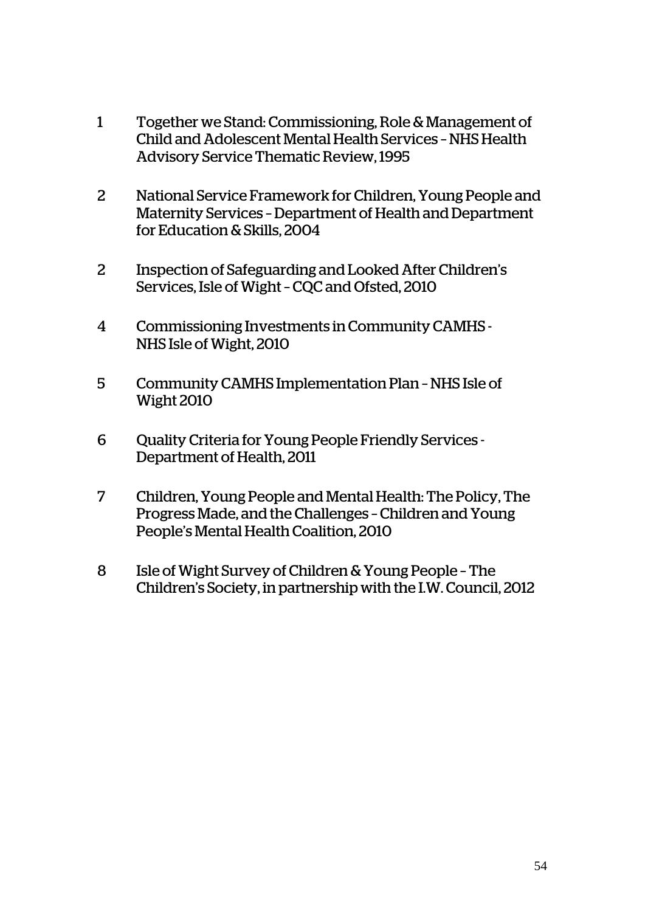1 Together we Stand: Commissioning, Role & Management of Child and Adolescent Mental Health Services – NHS Health Advisory Service Thematic Review, 1995

2 National Service Framework for Children, Young People and Maternity Services – Department of Health and Department for Education & Skills, 2004

2 Inspection of Safeguarding and Looked After Children's Services, Isle of Wight – CQC and Ofsted, 2010

4 Commissioning Investments in Community CAMHS - NHS Isle of Wight, 2010

5 Community CAMHS Implementation Plan – NHS Isle of Wight 2010

6 Quality Criteria for Young People Friendly Services - Department of Health, 2011

7 Children, Young People and Mental Health: The Policy, The Progress Made, and the Challenges – Children and Young People's Mental Health Coalition, 2010

8 Isle of Wight Survey of Children & Young People – The Children's Society, in partnership with the I.W. Council, 2012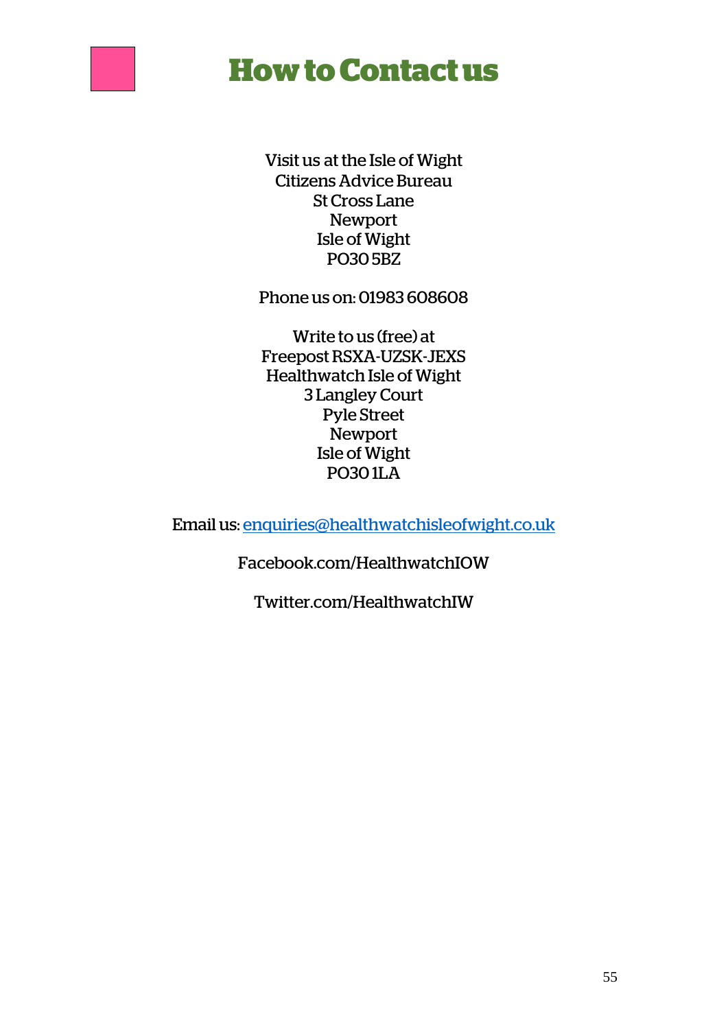# How to Contact us

Visit us at the Isle of Wight
Citizens Advice Bureau
St Cross Lane
Newport
Isle of Wight
PO30 5BZ

Phone us on: 01983 608608

Write to us (free) at
Freepost RSXA-UZSK-JEXS
Healthwatch Isle of Wight
3 Langley Court
Pyle Street
Newport
Isle of Wight
PO30 1LA

Email us: enquiries@healthwatchisleofwight.co.uk

Facebook.com/HealthwatchIOW

Twitter.com/HealthwatchIW